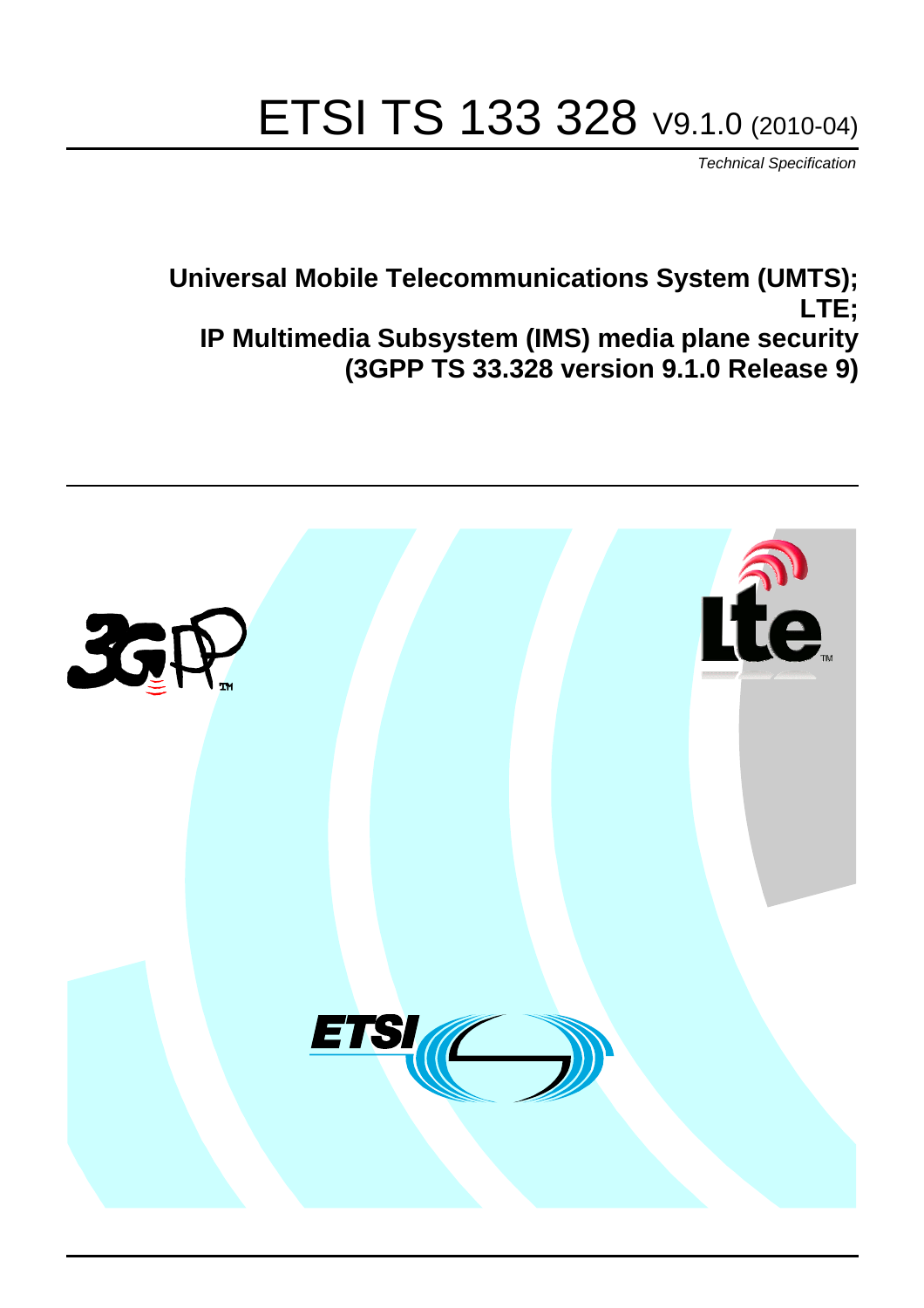# ETSI TS 133 328 V9.1.0 (2010-04)

*Technical Specification*

**Universal Mobile Telecommunications System (UMTS);**
**LTE;**
**IP Multimedia Subsystem (IMS) media plane security**
**(3GPP TS 33.328 version 9.1.0 Release 9)**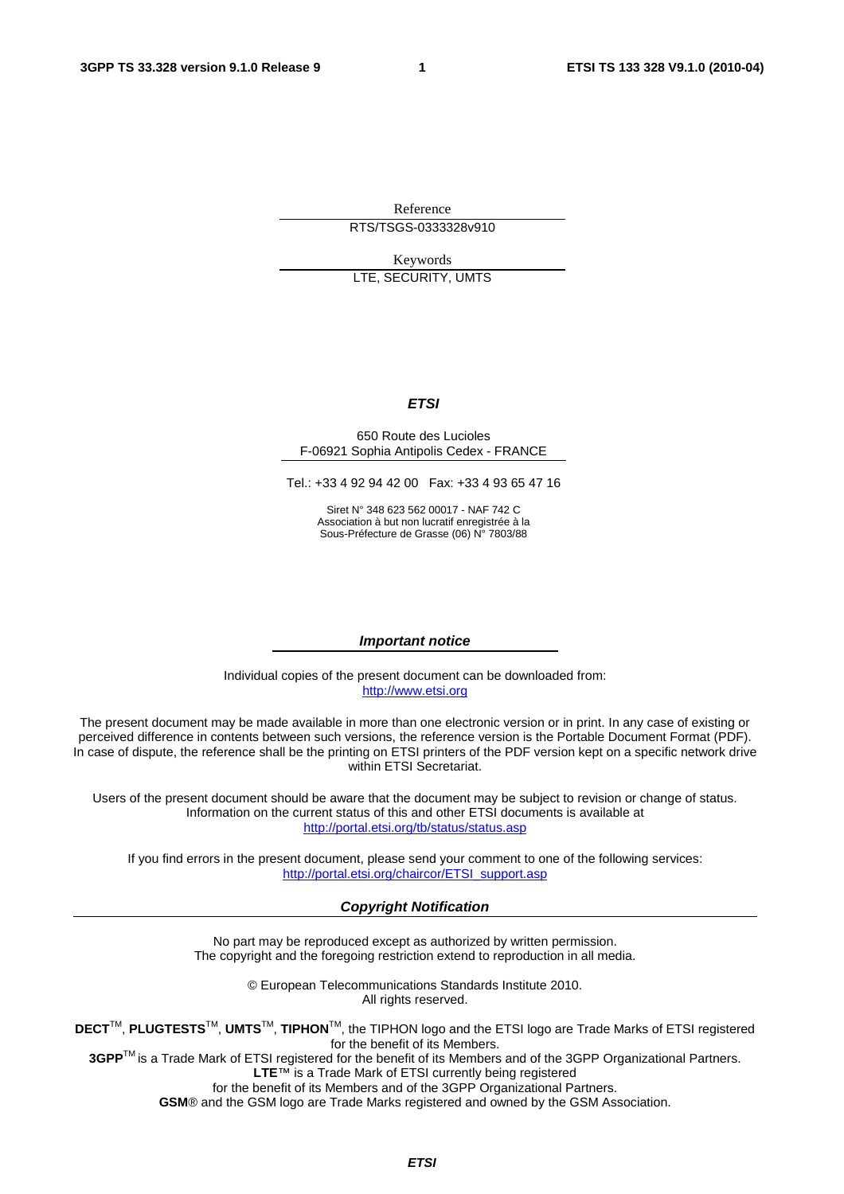Reference

RTS/TSGS-0333328v910

Keywords

LTE, SECURITY, UMTS

***ETSI***

650 Route des Lucioles
F-06921 Sophia Antipolis Cedex - FRANCE

Tel.: +33 4 92 94 42 00 Fax: +33 4 93 65 47 16

Siret N° 348 623 562 00017 - NAF 742 C
Association à but non lucratif enregistrée à la
Sous-Préfecture de Grasse (06) N° 7803/88

***Important notice***

Individual copies of the present document can be downloaded from:
http://www.etsi.org

The present document may be made available in more than one electronic version or in print. In any case of existing or perceived difference in contents between such versions, the reference version is the Portable Document Format (PDF). In case of dispute, the reference shall be the printing on ETSI printers of the PDF version kept on a specific network drive within ETSI Secretariat.

Users of the present document should be aware that the document may be subject to revision or change of status. Information on the current status of this and other ETSI documents is available at
http://portal.etsi.org/tb/status/status.asp

If you find errors in the present document, please send your comment to one of the following services:
http://portal.etsi.org/chaircor/ETSI_support.asp

***Copyright Notification***

No part may be reproduced except as authorized by written permission.
The copyright and the foregoing restriction extend to reproduction in all media.

© European Telecommunications Standards Institute 2010.
All rights reserved.

**DECT**™, **PLUGTESTS**™, **UMTS**™, **TIPHON**™, the TIPHON logo and the ETSI logo are Trade Marks of ETSI registered for the benefit of its Members.
**3GPP**™ is a Trade Mark of ETSI registered for the benefit of its Members and of the 3GPP Organizational Partners.
**LTE**™ is a Trade Mark of ETSI currently being registered
for the benefit of its Members and of the 3GPP Organizational Partners.
**GSM**® and the GSM logo are Trade Marks registered and owned by the GSM Association.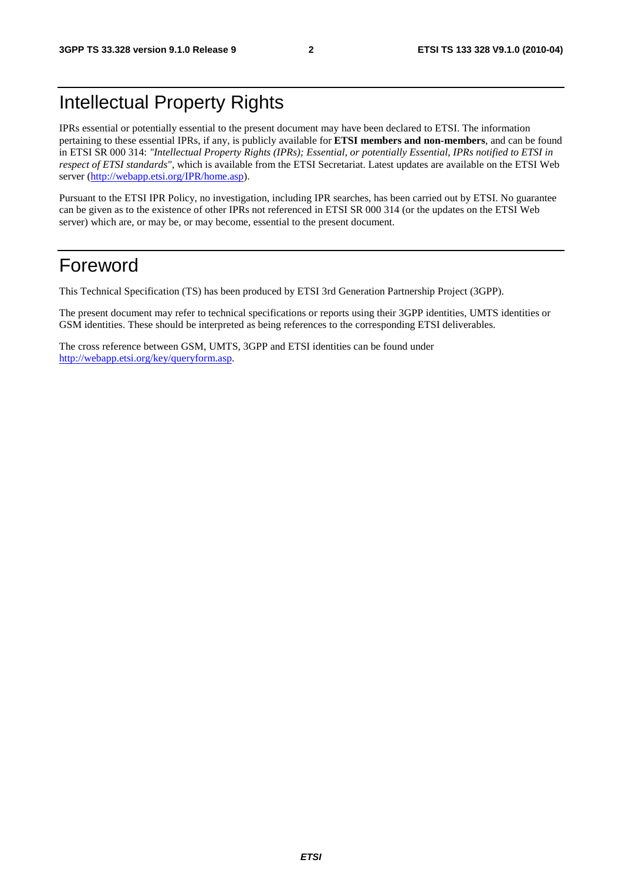# Intellectual Property Rights

IPRs essential or potentially essential to the present document may have been declared to ETSI. The information pertaining to these essential IPRs, if any, is publicly available for **ETSI members and non-members**, and can be found in ETSI SR 000 314: *"Intellectual Property Rights (IPRs); Essential, or potentially Essential, IPRs notified to ETSI in respect of ETSI standards"*, which is available from the ETSI Secretariat. Latest updates are available on the ETSI Web server (http://webapp.etsi.org/IPR/home.asp).

Pursuant to the ETSI IPR Policy, no investigation, including IPR searches, has been carried out by ETSI. No guarantee can be given as to the existence of other IPRs not referenced in ETSI SR 000 314 (or the updates on the ETSI Web server) which are, or may be, or may become, essential to the present document.

# Foreword

This Technical Specification (TS) has been produced by ETSI 3rd Generation Partnership Project (3GPP).

The present document may refer to technical specifications or reports using their 3GPP identities, UMTS identities or GSM identities. These should be interpreted as being references to the corresponding ETSI deliverables.

The cross reference between GSM, UMTS, 3GPP and ETSI identities can be found under http://webapp.etsi.org/key/queryform.asp.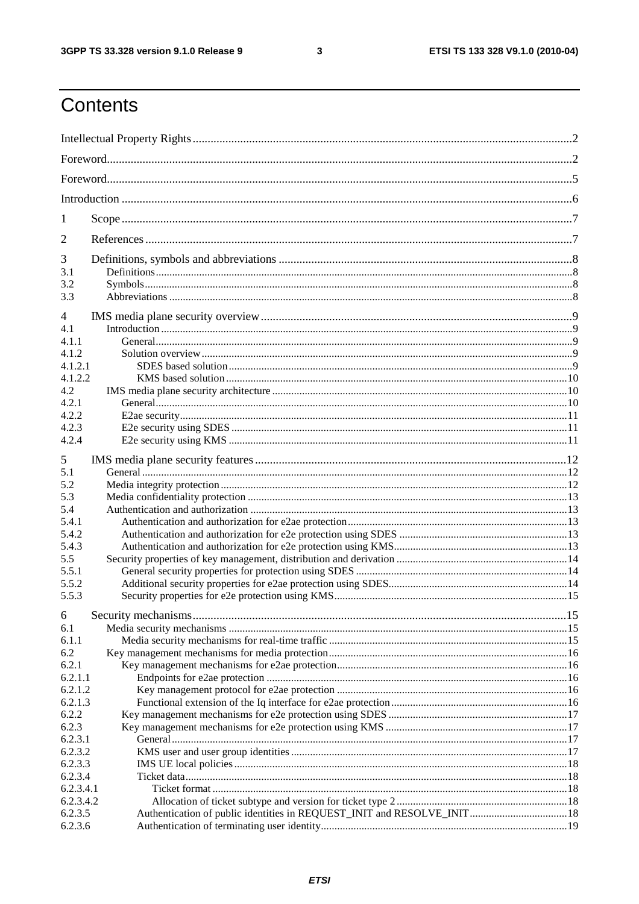# Contents

Intellectual Property Rights ... 2

Foreword ... 2

Foreword ... 5

Introduction ... 6

1 Scope ... 7

2 References ... 7

3 Definitions, symbols and abbreviations ... 8
- 3.1 Definitions ... 8
- 3.2 Symbols ... 8
- 3.3 Abbreviations ... 8

4 IMS media plane security overview ... 9
- 4.1 Introduction ... 9
- 4.1.1 General ... 9
- 4.1.2 Solution overview ... 9
- 4.1.2.1 SDES based solution ... 9
- 4.1.2.2 KMS based solution ... 10
- 4.2 IMS media plane security architecture ... 10
- 4.2.1 General ... 10
- 4.2.2 E2ae security ... 11
- 4.2.3 E2e security using SDES ... 11
- 4.2.4 E2e security using KMS ... 11

5 IMS media plane security features ... 12
- 5.1 General ... 12
- 5.2 Media integrity protection ... 12
- 5.3 Media confidentiality protection ... 13
- 5.4 Authentication and authorization ... 13
- 5.4.1 Authentication and authorization for e2ae protection ... 13
- 5.4.2 Authentication and authorization for e2e protection using SDES ... 13
- 5.4.3 Authentication and authorization for e2e protection using KMS ... 13
- 5.5 Security properties of key management, distribution and derivation ... 14
- 5.5.1 General security properties for protection using SDES ... 14
- 5.5.2 Additional security properties for e2ae protection using SDES ... 14
- 5.5.3 Security properties for e2e protection using KMS ... 15

6 Security mechanisms ... 15
- 6.1 Media security mechanisms ... 15
- 6.1.1 Media security mechanisms for real-time traffic ... 15
- 6.2 Key management mechanisms for media protection ... 16
- 6.2.1 Key management mechanisms for e2ae protection ... 16
- 6.2.1.1 Endpoints for e2ae protection ... 16
- 6.2.1.2 Key management protocol for e2ae protection ... 16
- 6.2.1.3 Functional extension of the Iq interface for e2ae protection ... 16
- 6.2.2 Key management mechanisms for e2e protection using SDES ... 17
- 6.2.3 Key management mechanisms for e2e protection using KMS ... 17
- 6.2.3.1 General ... 17
- 6.2.3.2 KMS user and user group identities ... 17
- 6.2.3.3 IMS UE local policies ... 18
- 6.2.3.4 Ticket data ... 18
- 6.2.3.4.1 Ticket format ... 18
- 6.2.3.4.2 Allocation of ticket subtype and version for ticket type 2 ... 18
- 6.2.3.5 Authentication of public identities in REQUEST_INIT and RESOLVE_INIT ... 18
- 6.2.3.6 Authentication of terminating user identity ... 19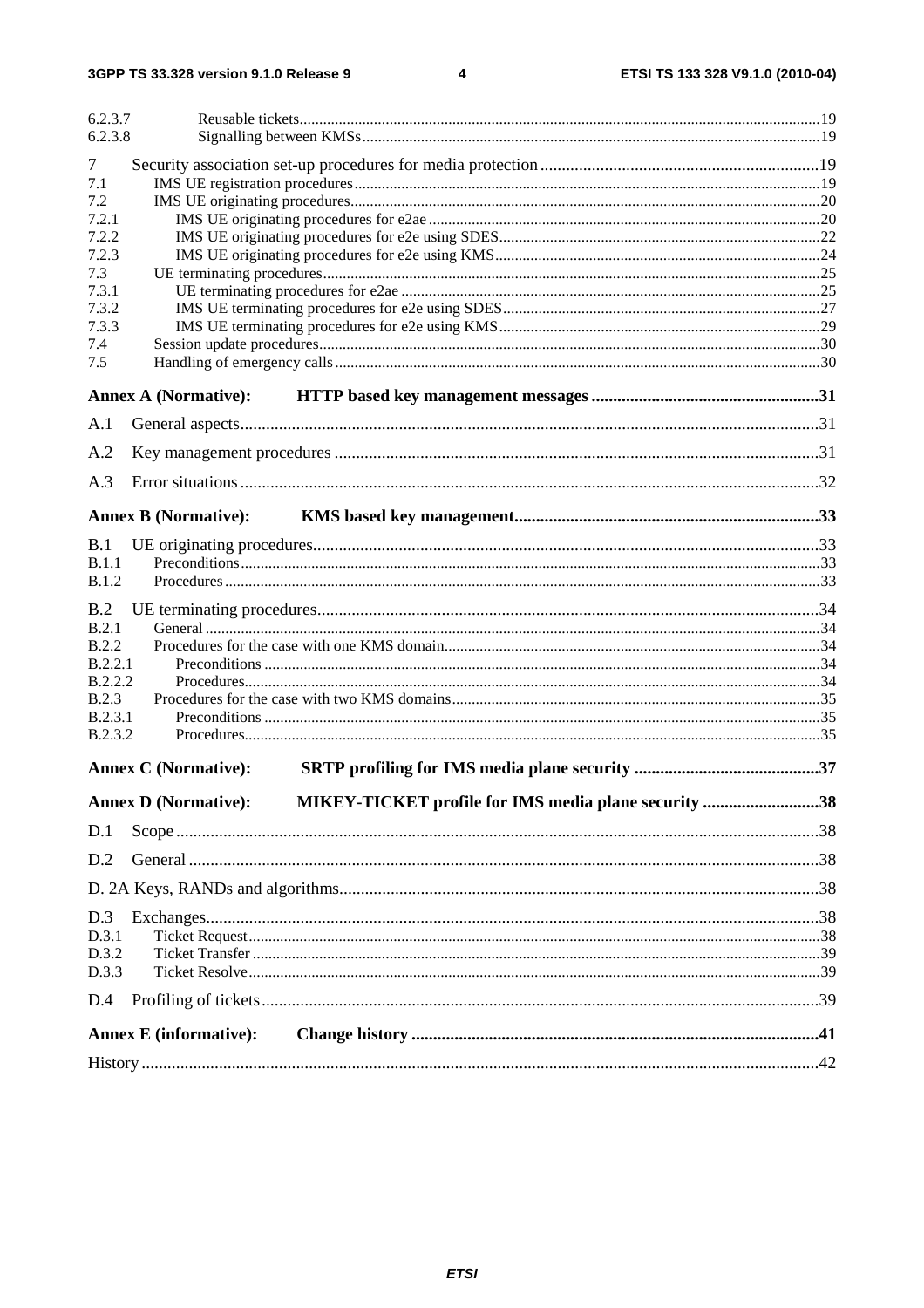6.2.3.7 Reusable tickets ... 19
6.2.3.8 Signalling between KMSs ... 19

7 Security association set-up procedures for media protection ... 19
7.1 IMS UE registration procedures ... 19
7.2 IMS UE originating procedures ... 20
7.2.1 IMS UE originating procedures for e2ae ... 20
7.2.2 IMS UE originating procedures for e2e using SDES ... 22
7.2.3 IMS UE originating procedures for e2e using KMS ... 24
7.3 UE terminating procedures ... 25
7.3.1 UE terminating procedures for e2ae ... 25
7.3.2 IMS UE terminating procedures for e2e using SDES ... 27
7.3.3 IMS UE terminating procedures for e2e using KMS ... 29
7.4 Session update procedures ... 30
7.5 Handling of emergency calls ... 30

**Annex A (Normative): HTTP based key management messages ... 31**

A.1 General aspects ... 31

A.2 Key management procedures ... 31

A.3 Error situations ... 32

**Annex B (Normative): KMS based key management ... 33**

B.1 UE originating procedures ... 33
B.1.1 Preconditions ... 33
B.1.2 Procedures ... 33

B.2 UE terminating procedures ... 34
B.2.1 General ... 34
B.2.2 Procedures for the case with one KMS domain ... 34
B.2.2.1 Preconditions ... 34
B.2.2.2 Procedures ... 34
B.2.3 Procedures for the case with two KMS domains ... 35
B.2.3.1 Preconditions ... 35
B.2.3.2 Procedures ... 35

**Annex C (Normative): SRTP profiling for IMS media plane security ... 37**

**Annex D (Normative): MIKEY-TICKET profile for IMS media plane security ... 38**

D.1 Scope ... 38

D.2 General ... 38

D. 2A Keys, RANDs and algorithms ... 38

D.3 Exchanges ... 38
D.3.1 Ticket Request ... 38
D.3.2 Ticket Transfer ... 39
D.3.3 Ticket Resolve ... 39

D.4 Profiling of tickets ... 39

**Annex E (informative): Change history ... 41**

History ... 42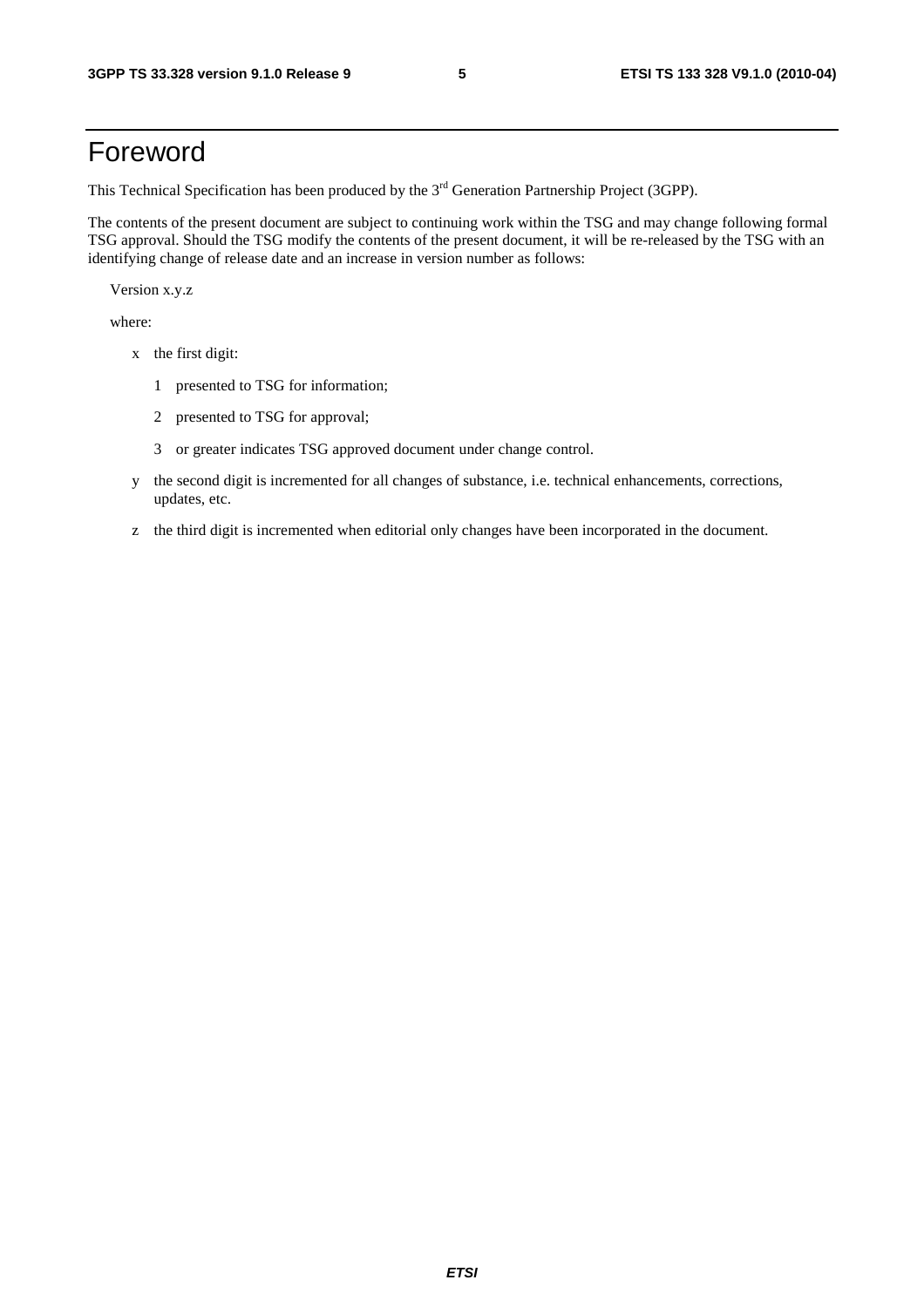# Foreword

This Technical Specification has been produced by the 3rd Generation Partnership Project (3GPP).

The contents of the present document are subject to continuing work within the TSG and may change following formal TSG approval. Should the TSG modify the contents of the present document, it will be re-released by the TSG with an identifying change of release date and an increase in version number as follows:

Version x.y.z

where:

- x the first digit:
  - 1 presented to TSG for information;
  - 2 presented to TSG for approval;
  - 3 or greater indicates TSG approved document under change control.
- y the second digit is incremented for all changes of substance, i.e. technical enhancements, corrections, updates, etc.
- z the third digit is incremented when editorial only changes have been incorporated in the document.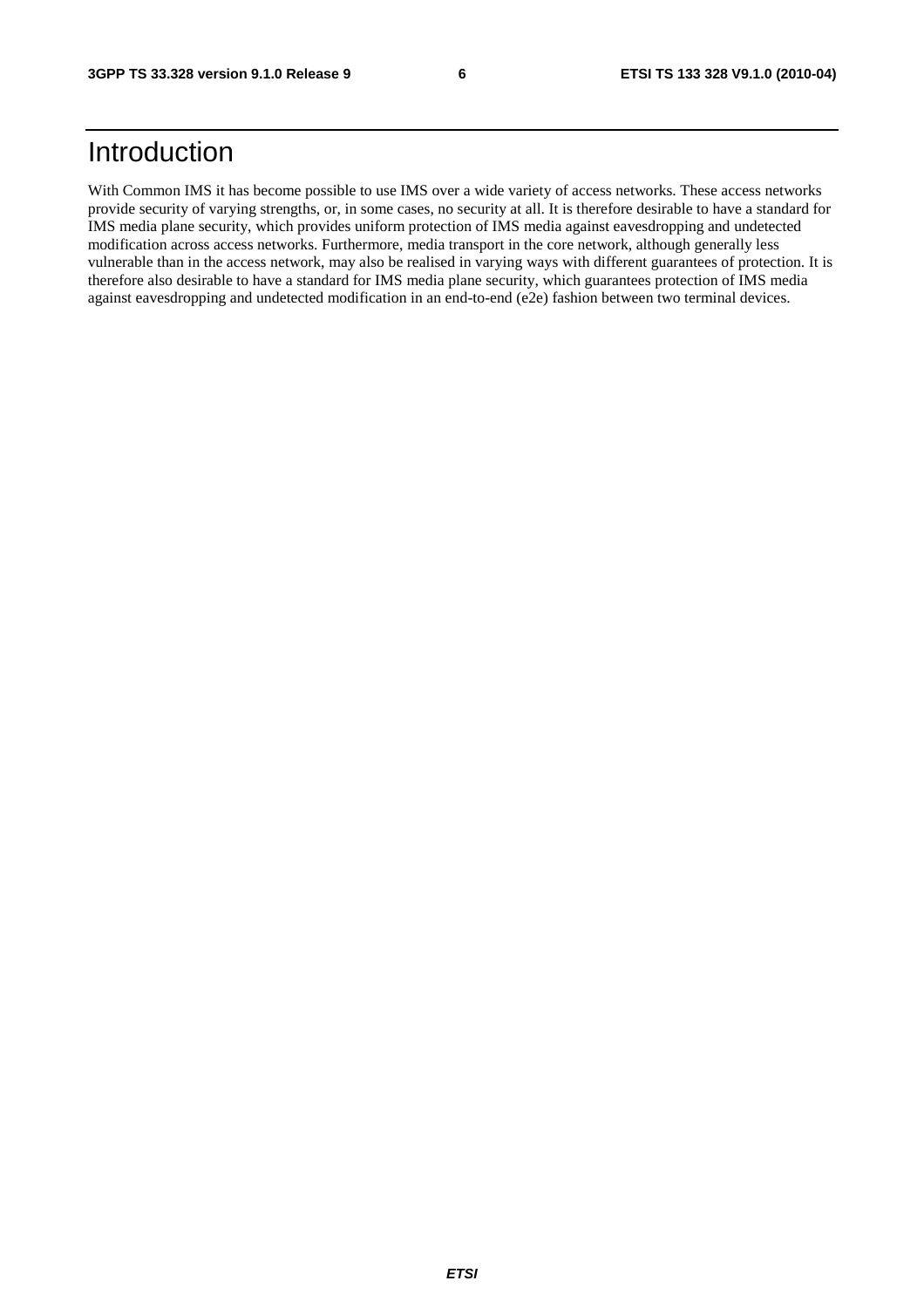# Introduction

With Common IMS it has become possible to use IMS over a wide variety of access networks. These access networks provide security of varying strengths, or, in some cases, no security at all. It is therefore desirable to have a standard for IMS media plane security, which provides uniform protection of IMS media against eavesdropping and undetected modification across access networks. Furthermore, media transport in the core network, although generally less vulnerable than in the access network, may also be realised in varying ways with different guarantees of protection. It is therefore also desirable to have a standard for IMS media plane security, which guarantees protection of IMS media against eavesdropping and undetected modification in an end-to-end (e2e) fashion between two terminal devices.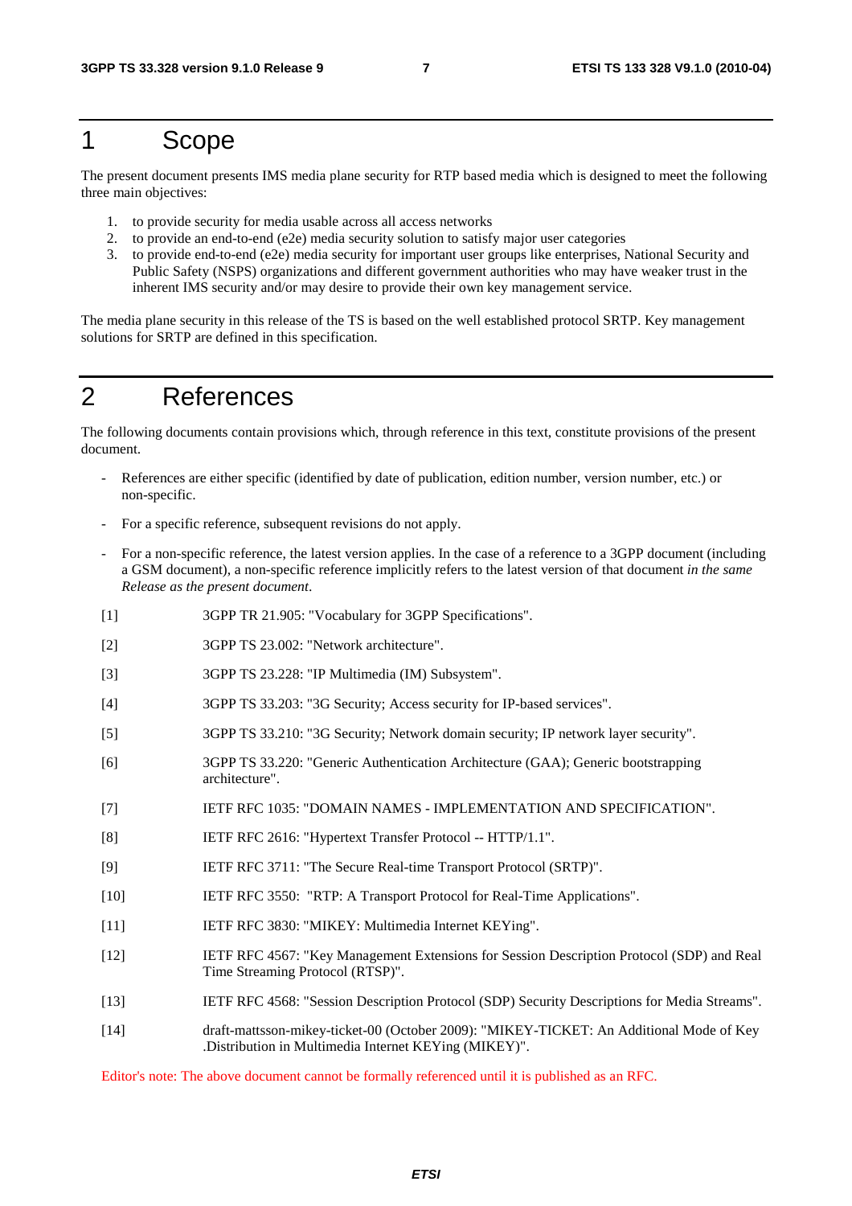# 1 Scope

The present document presents IMS media plane security for RTP based media which is designed to meet the following three main objectives:

1. to provide security for media usable across all access networks
2. to provide an end-to-end (e2e) media security solution to satisfy major user categories
3. to provide end-to-end (e2e) media security for important user groups like enterprises, National Security and Public Safety (NSPS) organizations and different government authorities who may have weaker trust in the inherent IMS security and/or may desire to provide their own key management service.

The media plane security in this release of the TS is based on the well established protocol SRTP. Key management solutions for SRTP are defined in this specification.

# 2 References

The following documents contain provisions which, through reference in this text, constitute provisions of the present document.

- References are either specific (identified by date of publication, edition number, version number, etc.) or non-specific.
- For a specific reference, subsequent revisions do not apply.
- For a non-specific reference, the latest version applies. In the case of a reference to a 3GPP document (including a GSM document), a non-specific reference implicitly refers to the latest version of that document *in the same Release as the present document*.

[1] 3GPP TR 21.905: "Vocabulary for 3GPP Specifications".

[2] 3GPP TS 23.002: "Network architecture".

[3] 3GPP TS 23.228: "IP Multimedia (IM) Subsystem".

[4] 3GPP TS 33.203: "3G Security; Access security for IP-based services".

[5] 3GPP TS 33.210: "3G Security; Network domain security; IP network layer security".

[6] 3GPP TS 33.220: "Generic Authentication Architecture (GAA); Generic bootstrapping architecture".

[7] IETF RFC 1035: "DOMAIN NAMES - IMPLEMENTATION AND SPECIFICATION".

[8] IETF RFC 2616: "Hypertext Transfer Protocol -- HTTP/1.1".

[9] IETF RFC 3711: "The Secure Real-time Transport Protocol (SRTP)".

[10] IETF RFC 3550: "RTP: A Transport Protocol for Real-Time Applications".

[11] IETF RFC 3830: "MIKEY: Multimedia Internet KEYing".

[12] IETF RFC 4567: "Key Management Extensions for Session Description Protocol (SDP) and Real Time Streaming Protocol (RTSP)".

[13] IETF RFC 4568: "Session Description Protocol (SDP) Security Descriptions for Media Streams".

[14] draft-mattsson-mikey-ticket-00 (October 2009): "MIKEY-TICKET: An Additional Mode of Key .Distribution in Multimedia Internet KEYing (MIKEY)".

Editor's note: The above document cannot be formally referenced until it is published as an RFC.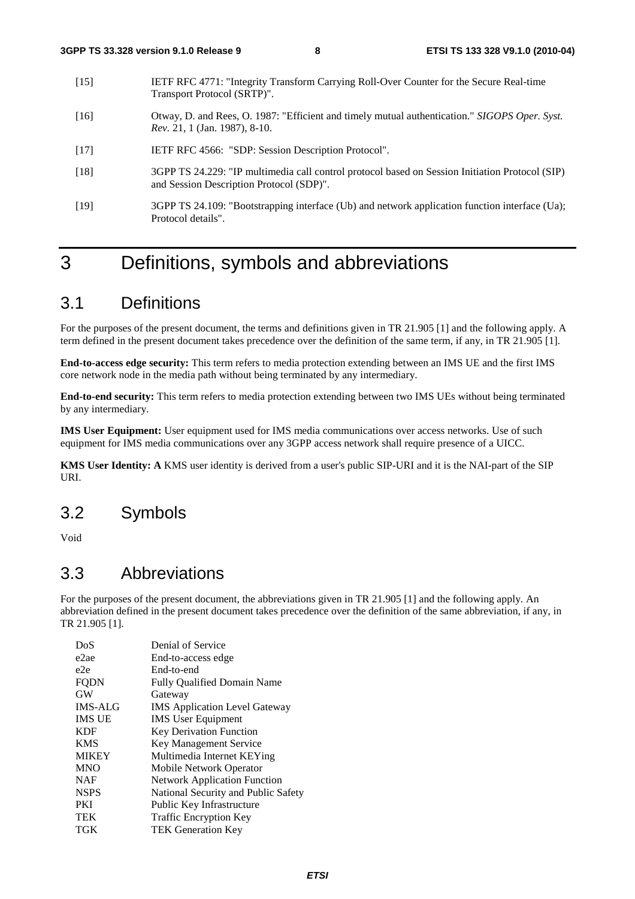[15] IETF RFC 4771: "Integrity Transform Carrying Roll-Over Counter for the Secure Real-time Transport Protocol (SRTP)".

[16] Otway, D. and Rees, O. 1987: "Efficient and timely mutual authentication." *SIGOPS Oper. Syst. Rev.* 21, 1 (Jan. 1987), 8-10.

[17] IETF RFC 4566: "SDP: Session Description Protocol".

[18] 3GPP TS 24.229: "IP multimedia call control protocol based on Session Initiation Protocol (SIP) and Session Description Protocol (SDP)".

[19] 3GPP TS 24.109: "Bootstrapping interface (Ub) and network application function interface (Ua); Protocol details".

# 3 Definitions, symbols and abbreviations

## 3.1 Definitions

For the purposes of the present document, the terms and definitions given in TR 21.905 [1] and the following apply. A term defined in the present document takes precedence over the definition of the same term, if any, in TR 21.905 [1].

**End-to-access edge security:** This term refers to media protection extending between an IMS UE and the first IMS core network node in the media path without being terminated by any intermediary.

**End-to-end security:** This term refers to media protection extending between two IMS UEs without being terminated by any intermediary.

**IMS User Equipment:** User equipment used for IMS media communications over access networks. Use of such equipment for IMS media communications over any 3GPP access network shall require presence of a UICC.

**KMS User Identity: A** KMS user identity is derived from a user's public SIP-URI and it is the NAI-part of the SIP URI.

## 3.2 Symbols

Void

## 3.3 Abbreviations

For the purposes of the present document, the abbreviations given in TR 21.905 [1] and the following apply. An abbreviation defined in the present document takes precedence over the definition of the same abbreviation, if any, in TR 21.905 [1].

| | |
|---|---|
| DoS | Denial of Service |
| e2ae | End-to-access edge |
| e2e | End-to-end |
| FQDN | Fully Qualified Domain Name |
| GW | Gateway |
| IMS-ALG | IMS Application Level Gateway |
| IMS UE | IMS User Equipment |
| KDF | Key Derivation Function |
| KMS | Key Management Service |
| MIKEY | Multimedia Internet KEYing |
| MNO | Mobile Network Operator |
| NAF | Network Application Function |
| NSPS | National Security and Public Safety |
| PKI | Public Key Infrastructure |
| TEK | Traffic Encryption Key |
| TGK | TEK Generation Key |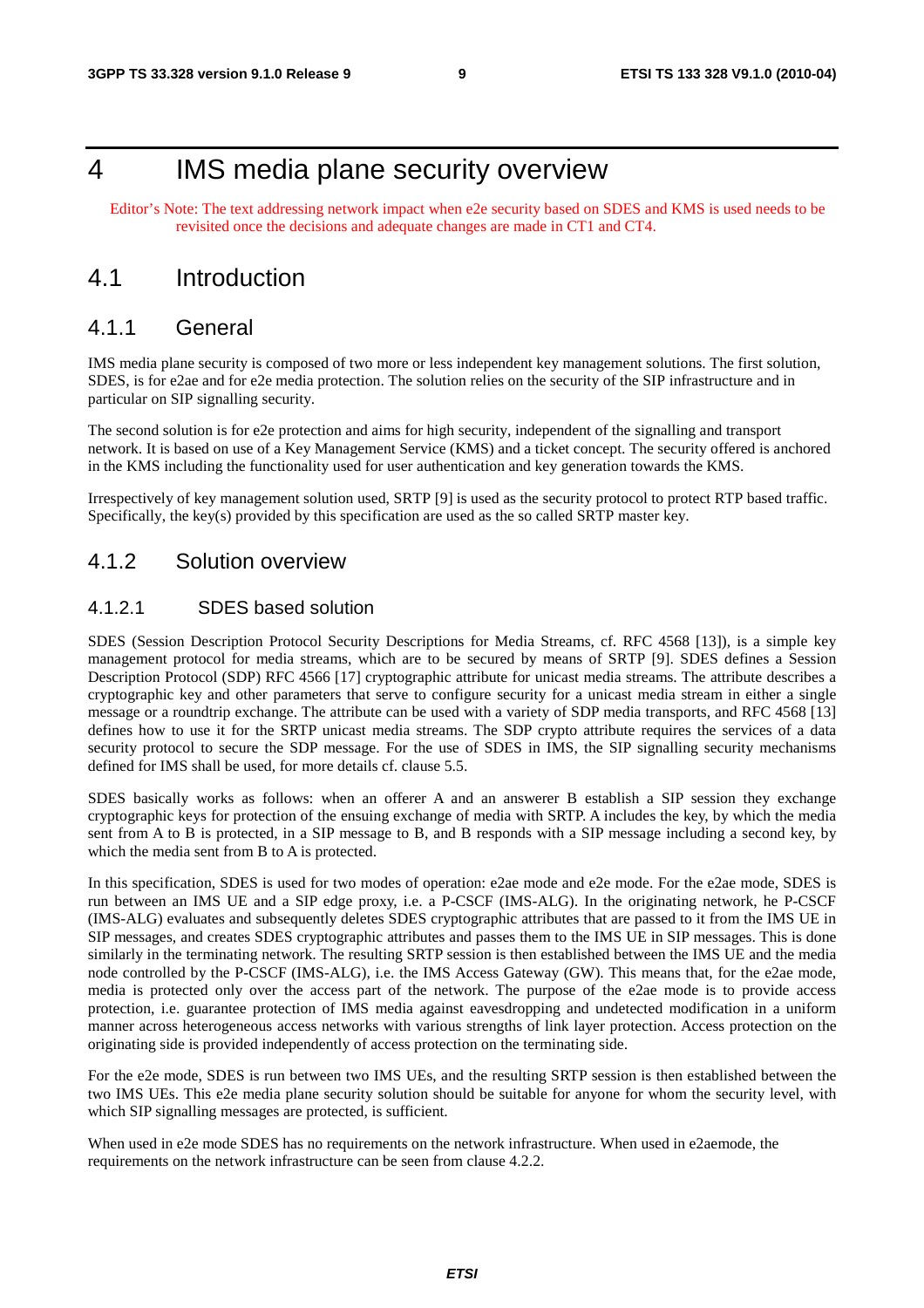# 4 IMS media plane security overview

Editor's Note: The text addressing network impact when e2e security based on SDES and KMS is used needs to be revisited once the decisions and adequate changes are made in CT1 and CT4.

## 4.1 Introduction

### 4.1.1 General

IMS media plane security is composed of two more or less independent key management solutions. The first solution, SDES, is for e2ae and for e2e media protection. The solution relies on the security of the SIP infrastructure and in particular on SIP signalling security.

The second solution is for e2e protection and aims for high security, independent of the signalling and transport network. It is based on use of a Key Management Service (KMS) and a ticket concept. The security offered is anchored in the KMS including the functionality used for user authentication and key generation towards the KMS.

Irrespectively of key management solution used, SRTP [9] is used as the security protocol to protect RTP based traffic. Specifically, the key(s) provided by this specification are used as the so called SRTP master key.

### 4.1.2 Solution overview

#### 4.1.2.1 SDES based solution

SDES (Session Description Protocol Security Descriptions for Media Streams, cf. RFC 4568 [13]), is a simple key management protocol for media streams, which are to be secured by means of SRTP [9]. SDES defines a Session Description Protocol (SDP) RFC 4566 [17] cryptographic attribute for unicast media streams. The attribute describes a cryptographic key and other parameters that serve to configure security for a unicast media stream in either a single message or a roundtrip exchange. The attribute can be used with a variety of SDP media transports, and RFC 4568 [13] defines how to use it for the SRTP unicast media streams. The SDP crypto attribute requires the services of a data security protocol to secure the SDP message. For the use of SDES in IMS, the SIP signalling security mechanisms defined for IMS shall be used, for more details cf. clause 5.5.

SDES basically works as follows: when an offerer A and an answerer B establish a SIP session they exchange cryptographic keys for protection of the ensuing exchange of media with SRTP. A includes the key, by which the media sent from A to B is protected, in a SIP message to B, and B responds with a SIP message including a second key, by which the media sent from B to A is protected.

In this specification, SDES is used for two modes of operation: e2ae mode and e2e mode. For the e2ae mode, SDES is run between an IMS UE and a SIP edge proxy, i.e. a P-CSCF (IMS-ALG). In the originating network, he P-CSCF (IMS-ALG) evaluates and subsequently deletes SDES cryptographic attributes that are passed to it from the IMS UE in SIP messages, and creates SDES cryptographic attributes and passes them to the IMS UE in SIP messages. This is done similarly in the terminating network. The resulting SRTP session is then established between the IMS UE and the media node controlled by the P-CSCF (IMS-ALG), i.e. the IMS Access Gateway (GW). This means that, for the e2ae mode, media is protected only over the access part of the network. The purpose of the e2ae mode is to provide access protection, i.e. guarantee protection of IMS media against eavesdropping and undetected modification in a uniform manner across heterogeneous access networks with various strengths of link layer protection. Access protection on the originating side is provided independently of access protection on the terminating side.

For the e2e mode, SDES is run between two IMS UEs, and the resulting SRTP session is then established between the two IMS UEs. This e2e media plane security solution should be suitable for anyone for whom the security level, with which SIP signalling messages are protected, is sufficient.

When used in e2e mode SDES has no requirements on the network infrastructure. When used in e2aemode, the requirements on the network infrastructure can be seen from clause 4.2.2.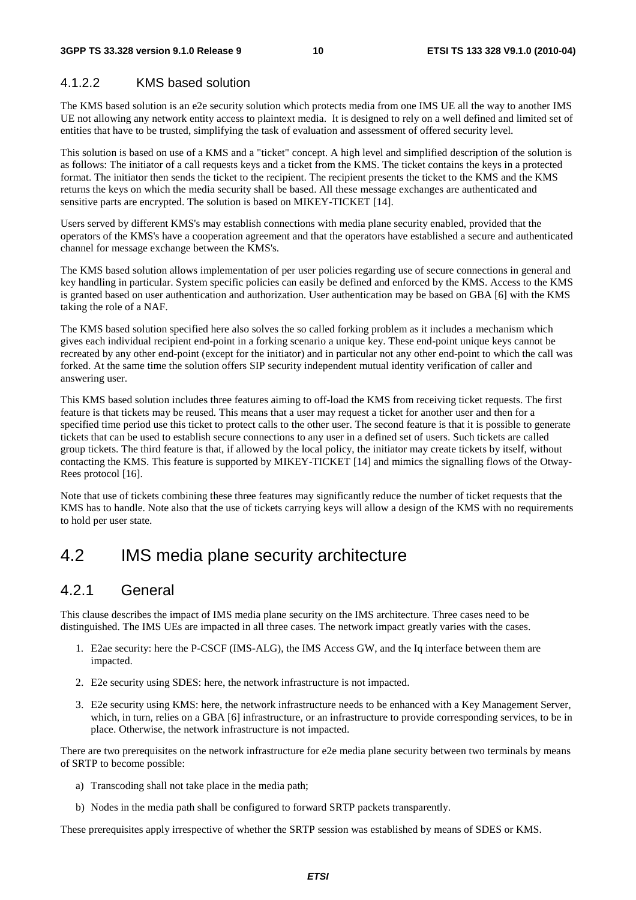#### 4.1.2.2 KMS based solution

The KMS based solution is an e2e security solution which protects media from one IMS UE all the way to another IMS UE not allowing any network entity access to plaintext media. It is designed to rely on a well defined and limited set of entities that have to be trusted, simplifying the task of evaluation and assessment of offered security level.

This solution is based on use of a KMS and a "ticket" concept. A high level and simplified description of the solution is as follows: The initiator of a call requests keys and a ticket from the KMS. The ticket contains the keys in a protected format. The initiator then sends the ticket to the recipient. The recipient presents the ticket to the KMS and the KMS returns the keys on which the media security shall be based. All these message exchanges are authenticated and sensitive parts are encrypted. The solution is based on MIKEY-TICKET [14].

Users served by different KMS's may establish connections with media plane security enabled, provided that the operators of the KMS's have a cooperation agreement and that the operators have established a secure and authenticated channel for message exchange between the KMS's.

The KMS based solution allows implementation of per user policies regarding use of secure connections in general and key handling in particular. System specific policies can easily be defined and enforced by the KMS. Access to the KMS is granted based on user authentication and authorization. User authentication may be based on GBA [6] with the KMS taking the role of a NAF.

The KMS based solution specified here also solves the so called forking problem as it includes a mechanism which gives each individual recipient end-point in a forking scenario a unique key. These end-point unique keys cannot be recreated by any other end-point (except for the initiator) and in particular not any other end-point to which the call was forked. At the same time the solution offers SIP security independent mutual identity verification of caller and answering user.

This KMS based solution includes three features aiming to off-load the KMS from receiving ticket requests. The first feature is that tickets may be reused. This means that a user may request a ticket for another user and then for a specified time period use this ticket to protect calls to the other user. The second feature is that it is possible to generate tickets that can be used to establish secure connections to any user in a defined set of users. Such tickets are called group tickets. The third feature is that, if allowed by the local policy, the initiator may create tickets by itself, without contacting the KMS. This feature is supported by MIKEY-TICKET [14] and mimics the signalling flows of the Otway-Rees protocol [16].

Note that use of tickets combining these three features may significantly reduce the number of ticket requests that the KMS has to handle. Note also that the use of tickets carrying keys will allow a design of the KMS with no requirements to hold per user state.

## 4.2 IMS media plane security architecture

### 4.2.1 General

This clause describes the impact of IMS media plane security on the IMS architecture. Three cases need to be distinguished. The IMS UEs are impacted in all three cases. The network impact greatly varies with the cases.

1. E2ae security: here the P-CSCF (IMS-ALG), the IMS Access GW, and the Iq interface between them are impacted.

2. E2e security using SDES: here, the network infrastructure is not impacted.

3. E2e security using KMS: here, the network infrastructure needs to be enhanced with a Key Management Server, which, in turn, relies on a GBA [6] infrastructure, or an infrastructure to provide corresponding services, to be in place. Otherwise, the network infrastructure is not impacted.

There are two prerequisites on the network infrastructure for e2e media plane security between two terminals by means of SRTP to become possible:

a) Transcoding shall not take place in the media path;

b) Nodes in the media path shall be configured to forward SRTP packets transparently.

These prerequisites apply irrespective of whether the SRTP session was established by means of SDES or KMS.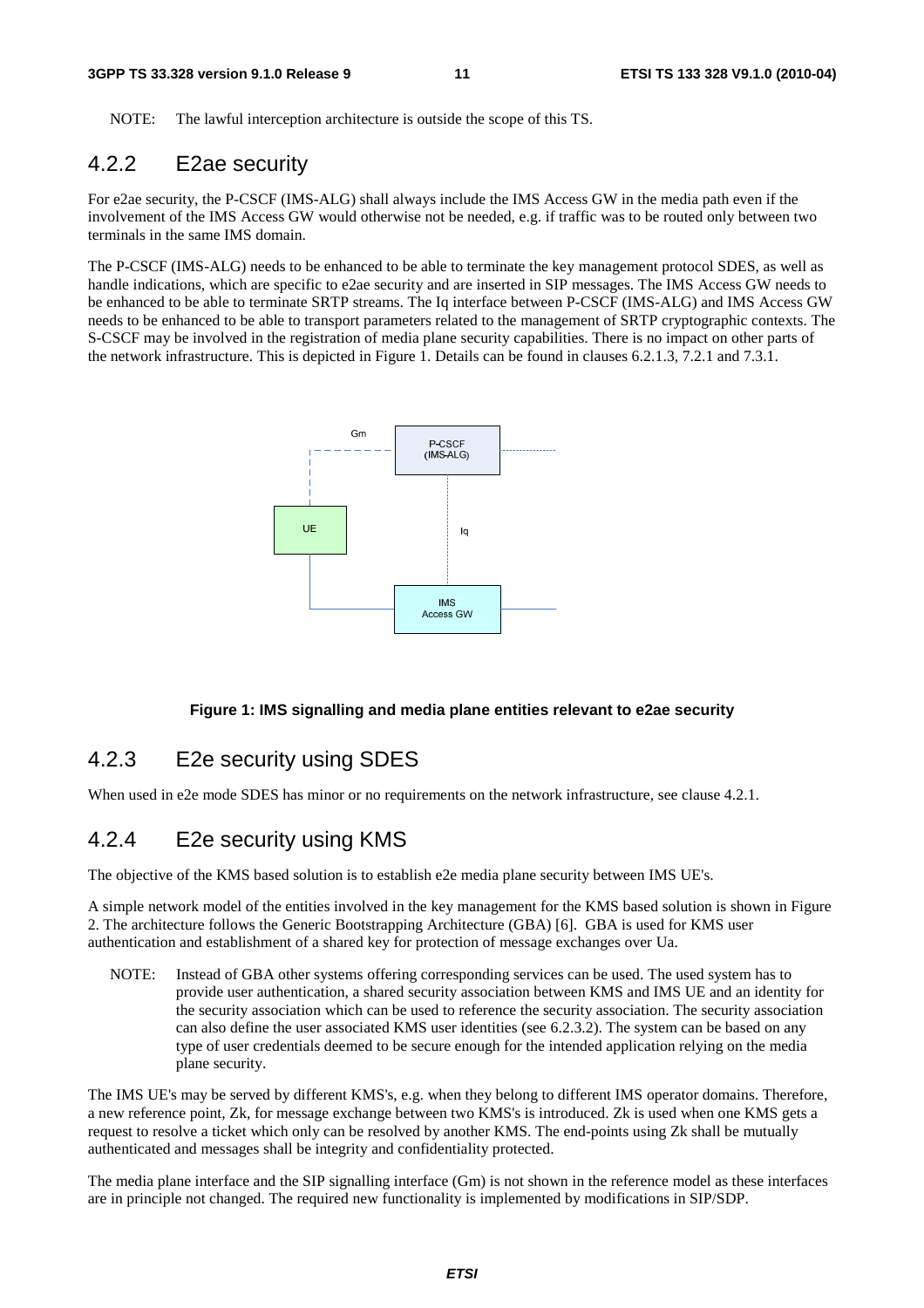NOTE: The lawful interception architecture is outside the scope of this TS.

### 4.2.2 E2ae security

For e2ae security, the P-CSCF (IMS-ALG) shall always include the IMS Access GW in the media path even if the involvement of the IMS Access GW would otherwise not be needed, e.g. if traffic was to be routed only between two terminals in the same IMS domain.

The P-CSCF (IMS-ALG) needs to be enhanced to be able to terminate the key management protocol SDES, as well as handle indications, which are specific to e2ae security and are inserted in SIP messages. The IMS Access GW needs to be enhanced to be able to terminate SRTP streams. The Iq interface between P-CSCF (IMS-ALG) and IMS Access GW needs to be enhanced to be able to transport parameters related to the management of SRTP cryptographic contexts. The S-CSCF may be involved in the registration of media plane security capabilities. There is no impact on other parts of the network infrastructure. This is depicted in Figure 1. Details can be found in clauses 6.2.1.3, 7.2.1 and 7.3.1.

**Figure 1: IMS signalling and media plane entities relevant to e2ae security**

### 4.2.3 E2e security using SDES

When used in e2e mode SDES has minor or no requirements on the network infrastructure, see clause 4.2.1.

### 4.2.4 E2e security using KMS

The objective of the KMS based solution is to establish e2e media plane security between IMS UE's.

A simple network model of the entities involved in the key management for the KMS based solution is shown in Figure 2. The architecture follows the Generic Bootstrapping Architecture (GBA) [6]. GBA is used for KMS user authentication and establishment of a shared key for protection of message exchanges over Ua.

NOTE: Instead of GBA other systems offering corresponding services can be used. The used system has to provide user authentication, a shared security association between KMS and IMS UE and an identity for the security association which can be used to reference the security association. The security association can also define the user associated KMS user identities (see 6.2.3.2). The system can be based on any type of user credentials deemed to be secure enough for the intended application relying on the media plane security.

The IMS UE's may be served by different KMS's, e.g. when they belong to different IMS operator domains. Therefore, a new reference point, Zk, for message exchange between two KMS's is introduced. Zk is used when one KMS gets a request to resolve a ticket which only can be resolved by another KMS. The end-points using Zk shall be mutually authenticated and messages shall be integrity and confidentiality protected.

The media plane interface and the SIP signalling interface (Gm) is not shown in the reference model as these interfaces are in principle not changed. The required new functionality is implemented by modifications in SIP/SDP.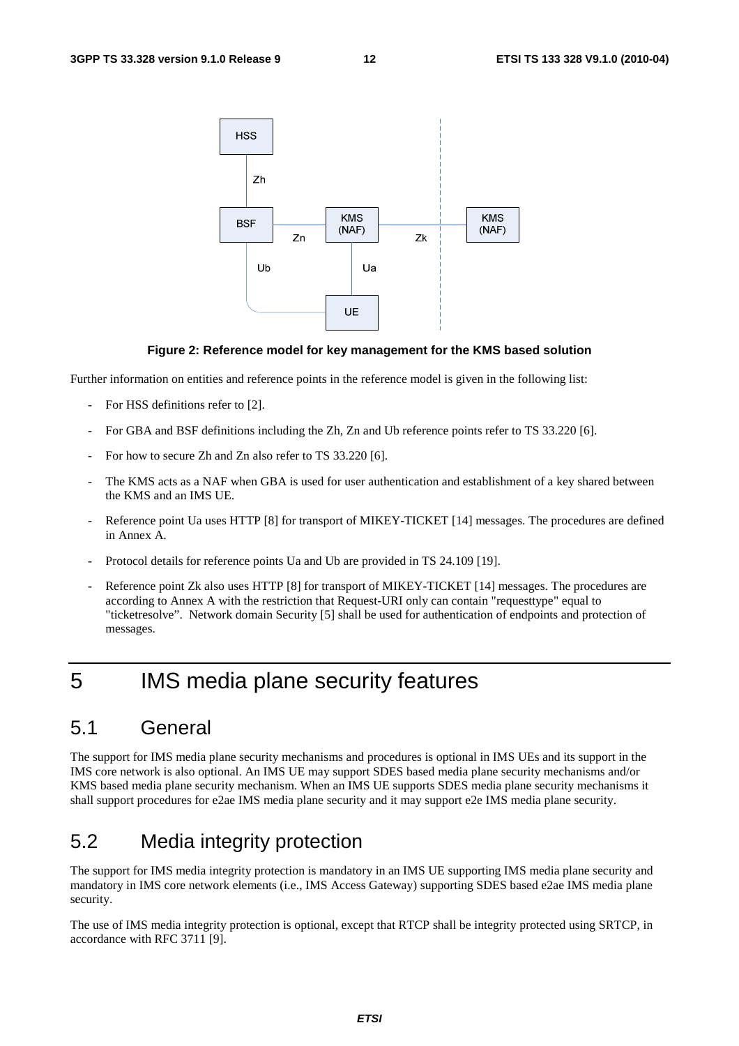**Figure 2: Reference model for key management for the KMS based solution**

Further information on entities and reference points in the reference model is given in the following list:

- For HSS definitions refer to [2].
- For GBA and BSF definitions including the Zh, Zn and Ub reference points refer to TS 33.220 [6].
- For how to secure Zh and Zn also refer to TS 33.220 [6].
- The KMS acts as a NAF when GBA is used for user authentication and establishment of a key shared between the KMS and an IMS UE.
- Reference point Ua uses HTTP [8] for transport of MIKEY-TICKET [14] messages. The procedures are defined in Annex A.
- Protocol details for reference points Ua and Ub are provided in TS 24.109 [19].
- Reference point Zk also uses HTTP [8] for transport of MIKEY-TICKET [14] messages. The procedures are according to Annex A with the restriction that Request-URI only can contain "requesttype" equal to "ticketresolve". Network domain Security [5] shall be used for authentication of endpoints and protection of messages.

# 5 IMS media plane security features

## 5.1 General

The support for IMS media plane security mechanisms and procedures is optional in IMS UEs and its support in the IMS core network is also optional. An IMS UE may support SDES based media plane security mechanisms and/or KMS based media plane security mechanism. When an IMS UE supports SDES media plane security mechanisms it shall support procedures for e2ae IMS media plane security and it may support e2e IMS media plane security.

## 5.2 Media integrity protection

The support for IMS media integrity protection is mandatory in an IMS UE supporting IMS media plane security and mandatory in IMS core network elements (i.e., IMS Access Gateway) supporting SDES based e2ae IMS media plane security.

The use of IMS media integrity protection is optional, except that RTCP shall be integrity protected using SRTCP, in accordance with RFC 3711 [9].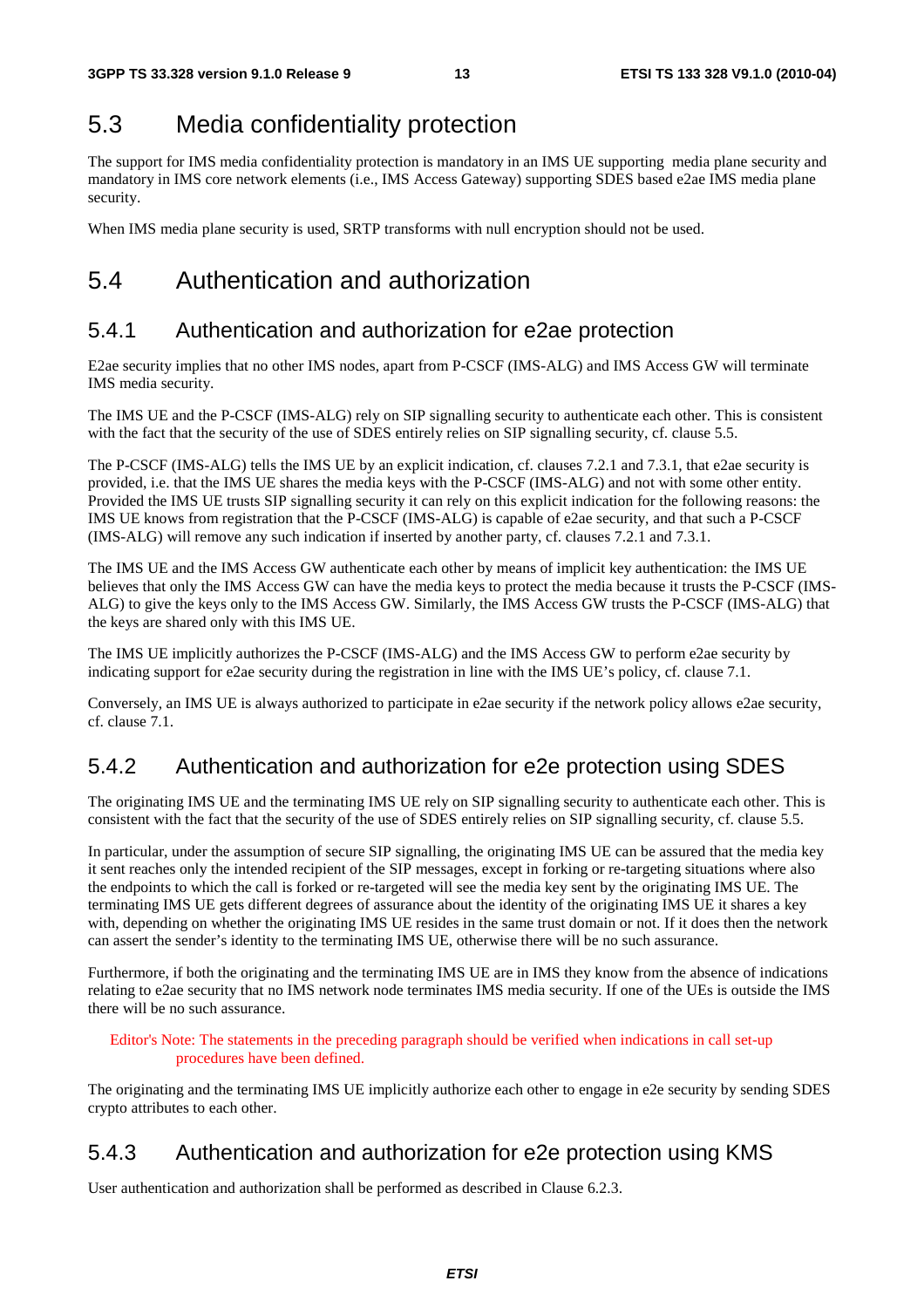## 5.3 Media confidentiality protection

The support for IMS media confidentiality protection is mandatory in an IMS UE supporting media plane security and mandatory in IMS core network elements (i.e., IMS Access Gateway) supporting SDES based e2ae IMS media plane security.

When IMS media plane security is used, SRTP transforms with null encryption should not be used.

## 5.4 Authentication and authorization

### 5.4.1 Authentication and authorization for e2ae protection

E2ae security implies that no other IMS nodes, apart from P-CSCF (IMS-ALG) and IMS Access GW will terminate IMS media security.

The IMS UE and the P-CSCF (IMS-ALG) rely on SIP signalling security to authenticate each other. This is consistent with the fact that the security of the use of SDES entirely relies on SIP signalling security, cf. clause 5.5.

The P-CSCF (IMS-ALG) tells the IMS UE by an explicit indication, cf. clauses 7.2.1 and 7.3.1, that e2ae security is provided, i.e. that the IMS UE shares the media keys with the P-CSCF (IMS-ALG) and not with some other entity. Provided the IMS UE trusts SIP signalling security it can rely on this explicit indication for the following reasons: the IMS UE knows from registration that the P-CSCF (IMS-ALG) is capable of e2ae security, and that such a P-CSCF (IMS-ALG) will remove any such indication if inserted by another party, cf. clauses 7.2.1 and 7.3.1.

The IMS UE and the IMS Access GW authenticate each other by means of implicit key authentication: the IMS UE believes that only the IMS Access GW can have the media keys to protect the media because it trusts the P-CSCF (IMS-ALG) to give the keys only to the IMS Access GW. Similarly, the IMS Access GW trusts the P-CSCF (IMS-ALG) that the keys are shared only with this IMS UE.

The IMS UE implicitly authorizes the P-CSCF (IMS-ALG) and the IMS Access GW to perform e2ae security by indicating support for e2ae security during the registration in line with the IMS UE's policy, cf. clause 7.1.

Conversely, an IMS UE is always authorized to participate in e2ae security if the network policy allows e2ae security, cf. clause 7.1.

### 5.4.2 Authentication and authorization for e2e protection using SDES

The originating IMS UE and the terminating IMS UE rely on SIP signalling security to authenticate each other. This is consistent with the fact that the security of the use of SDES entirely relies on SIP signalling security, cf. clause 5.5.

In particular, under the assumption of secure SIP signalling, the originating IMS UE can be assured that the media key it sent reaches only the intended recipient of the SIP messages, except in forking or re-targeting situations where also the endpoints to which the call is forked or re-targeted will see the media key sent by the originating IMS UE. The terminating IMS UE gets different degrees of assurance about the identity of the originating IMS UE it shares a key with, depending on whether the originating IMS UE resides in the same trust domain or not. If it does then the network can assert the sender's identity to the terminating IMS UE, otherwise there will be no such assurance.

Furthermore, if both the originating and the terminating IMS UE are in IMS they know from the absence of indications relating to e2ae security that no IMS network node terminates IMS media security. If one of the UEs is outside the IMS there will be no such assurance.

Editor's Note: The statements in the preceding paragraph should be verified when indications in call set-up procedures have been defined.

The originating and the terminating IMS UE implicitly authorize each other to engage in e2e security by sending SDES crypto attributes to each other.

### 5.4.3 Authentication and authorization for e2e protection using KMS

User authentication and authorization shall be performed as described in Clause 6.2.3.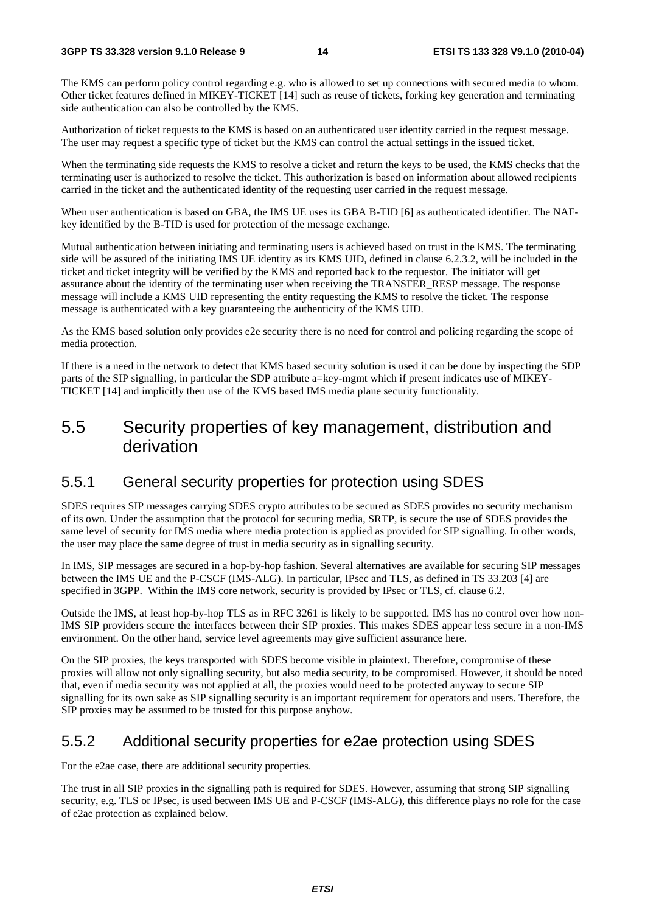The KMS can perform policy control regarding e.g. who is allowed to set up connections with secured media to whom. Other ticket features defined in MIKEY-TICKET [14] such as reuse of tickets, forking key generation and terminating side authentication can also be controlled by the KMS.

Authorization of ticket requests to the KMS is based on an authenticated user identity carried in the request message. The user may request a specific type of ticket but the KMS can control the actual settings in the issued ticket.

When the terminating side requests the KMS to resolve a ticket and return the keys to be used, the KMS checks that the terminating user is authorized to resolve the ticket. This authorization is based on information about allowed recipients carried in the ticket and the authenticated identity of the requesting user carried in the request message.

When user authentication is based on GBA, the IMS UE uses its GBA B-TID [6] as authenticated identifier. The NAF-key identified by the B-TID is used for protection of the message exchange.

Mutual authentication between initiating and terminating users is achieved based on trust in the KMS. The terminating side will be assured of the initiating IMS UE identity as its KMS UID, defined in clause 6.2.3.2, will be included in the ticket and ticket integrity will be verified by the KMS and reported back to the requestor. The initiator will get assurance about the identity of the terminating user when receiving the TRANSFER_RESP message. The response message will include a KMS UID representing the entity requesting the KMS to resolve the ticket. The response message is authenticated with a key guaranteeing the authenticity of the KMS UID.

As the KMS based solution only provides e2e security there is no need for control and policing regarding the scope of media protection.

If there is a need in the network to detect that KMS based security solution is used it can be done by inspecting the SDP parts of the SIP signalling, in particular the SDP attribute a=key-mgmt which if present indicates use of MIKEY-TICKET [14] and implicitly then use of the KMS based IMS media plane security functionality.

## 5.5 Security properties of key management, distribution and derivation

### 5.5.1 General security properties for protection using SDES

SDES requires SIP messages carrying SDES crypto attributes to be secured as SDES provides no security mechanism of its own. Under the assumption that the protocol for securing media, SRTP, is secure the use of SDES provides the same level of security for IMS media where media protection is applied as provided for SIP signalling. In other words, the user may place the same degree of trust in media security as in signalling security.

In IMS, SIP messages are secured in a hop-by-hop fashion. Several alternatives are available for securing SIP messages between the IMS UE and the P-CSCF (IMS-ALG). In particular, IPsec and TLS, as defined in TS 33.203 [4] are specified in 3GPP. Within the IMS core network, security is provided by IPsec or TLS, cf. clause 6.2.

Outside the IMS, at least hop-by-hop TLS as in RFC 3261 is likely to be supported. IMS has no control over how non-IMS SIP providers secure the interfaces between their SIP proxies. This makes SDES appear less secure in a non-IMS environment. On the other hand, service level agreements may give sufficient assurance here.

On the SIP proxies, the keys transported with SDES become visible in plaintext. Therefore, compromise of these proxies will allow not only signalling security, but also media security, to be compromised. However, it should be noted that, even if media security was not applied at all, the proxies would need to be protected anyway to secure SIP signalling for its own sake as SIP signalling security is an important requirement for operators and users. Therefore, the SIP proxies may be assumed to be trusted for this purpose anyhow.

### 5.5.2 Additional security properties for e2ae protection using SDES

For the e2ae case, there are additional security properties.

The trust in all SIP proxies in the signalling path is required for SDES. However, assuming that strong SIP signalling security, e.g. TLS or IPsec, is used between IMS UE and P-CSCF (IMS-ALG), this difference plays no role for the case of e2ae protection as explained below.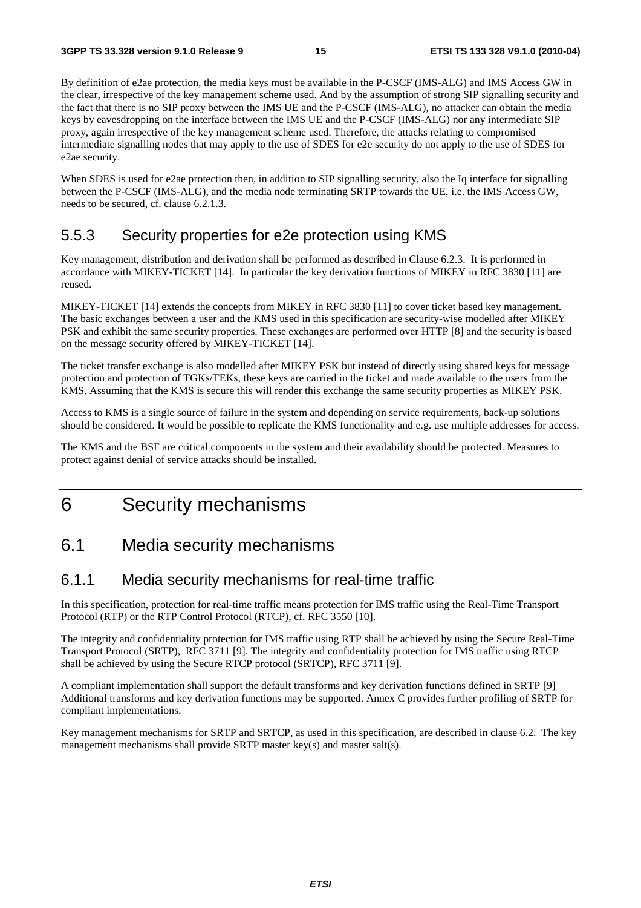By definition of e2ae protection, the media keys must be available in the P-CSCF (IMS-ALG) and IMS Access GW in the clear, irrespective of the key management scheme used. And by the assumption of strong SIP signalling security and the fact that there is no SIP proxy between the IMS UE and the P-CSCF (IMS-ALG), no attacker can obtain the media keys by eavesdropping on the interface between the IMS UE and the P-CSCF (IMS-ALG) nor any intermediate SIP proxy, again irrespective of the key management scheme used. Therefore, the attacks relating to compromised intermediate signalling nodes that may apply to the use of SDES for e2e security do not apply to the use of SDES for e2ae security.

When SDES is used for e2ae protection then, in addition to SIP signalling security, also the Iq interface for signalling between the P-CSCF (IMS-ALG), and the media node terminating SRTP towards the UE, i.e. the IMS Access GW, needs to be secured, cf. clause 6.2.1.3.

### 5.5.3 Security properties for e2e protection using KMS

Key management, distribution and derivation shall be performed as described in Clause 6.2.3. It is performed in accordance with MIKEY-TICKET [14]. In particular the key derivation functions of MIKEY in RFC 3830 [11] are reused.

MIKEY-TICKET [14] extends the concepts from MIKEY in RFC 3830 [11] to cover ticket based key management. The basic exchanges between a user and the KMS used in this specification are security-wise modelled after MIKEY PSK and exhibit the same security properties. These exchanges are performed over HTTP [8] and the security is based on the message security offered by MIKEY-TICKET [14].

The ticket transfer exchange is also modelled after MIKEY PSK but instead of directly using shared keys for message protection and protection of TGKs/TEKs, these keys are carried in the ticket and made available to the users from the KMS. Assuming that the KMS is secure this will render this exchange the same security properties as MIKEY PSK.

Access to KMS is a single source of failure in the system and depending on service requirements, back-up solutions should be considered. It would be possible to replicate the KMS functionality and e.g. use multiple addresses for access.

The KMS and the BSF are critical components in the system and their availability should be protected. Measures to protect against denial of service attacks should be installed.

# 6 Security mechanisms

## 6.1 Media security mechanisms

### 6.1.1 Media security mechanisms for real-time traffic

In this specification, protection for real-time traffic means protection for IMS traffic using the Real-Time Transport Protocol (RTP) or the RTP Control Protocol (RTCP), cf. RFC 3550 [10].

The integrity and confidentiality protection for IMS traffic using RTP shall be achieved by using the Secure Real-Time Transport Protocol (SRTP), RFC 3711 [9]. The integrity and confidentiality protection for IMS traffic using RTCP shall be achieved by using the Secure RTCP protocol (SRTCP), RFC 3711 [9].

A compliant implementation shall support the default transforms and key derivation functions defined in SRTP [9] Additional transforms and key derivation functions may be supported. Annex C provides further profiling of SRTP for compliant implementations.

Key management mechanisms for SRTP and SRTCP, as used in this specification, are described in clause 6.2. The key management mechanisms shall provide SRTP master key(s) and master salt(s).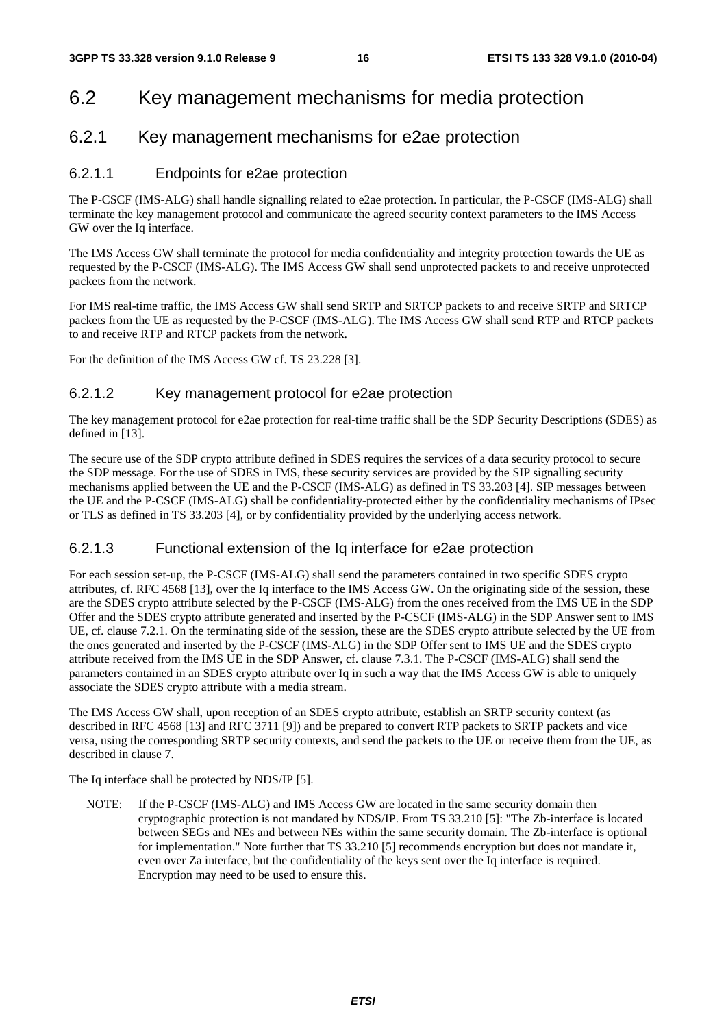## 6.2 Key management mechanisms for media protection

### 6.2.1 Key management mechanisms for e2ae protection

#### 6.2.1.1 Endpoints for e2ae protection

The P-CSCF (IMS-ALG) shall handle signalling related to e2ae protection. In particular, the P-CSCF (IMS-ALG) shall terminate the key management protocol and communicate the agreed security context parameters to the IMS Access GW over the Iq interface.

The IMS Access GW shall terminate the protocol for media confidentiality and integrity protection towards the UE as requested by the P-CSCF (IMS-ALG). The IMS Access GW shall send unprotected packets to and receive unprotected packets from the network.

For IMS real-time traffic, the IMS Access GW shall send SRTP and SRTCP packets to and receive SRTP and SRTCP packets from the UE as requested by the P-CSCF (IMS-ALG). The IMS Access GW shall send RTP and RTCP packets to and receive RTP and RTCP packets from the network.

For the definition of the IMS Access GW cf. TS 23.228 [3].

#### 6.2.1.2 Key management protocol for e2ae protection

The key management protocol for e2ae protection for real-time traffic shall be the SDP Security Descriptions (SDES) as defined in [13].

The secure use of the SDP crypto attribute defined in SDES requires the services of a data security protocol to secure the SDP message. For the use of SDES in IMS, these security services are provided by the SIP signalling security mechanisms applied between the UE and the P-CSCF (IMS-ALG) as defined in TS 33.203 [4]. SIP messages between the UE and the P-CSCF (IMS-ALG) shall be confidentiality-protected either by the confidentiality mechanisms of IPsec or TLS as defined in TS 33.203 [4], or by confidentiality provided by the underlying access network.

#### 6.2.1.3 Functional extension of the Iq interface for e2ae protection

For each session set-up, the P-CSCF (IMS-ALG) shall send the parameters contained in two specific SDES crypto attributes, cf. RFC 4568 [13], over the Iq interface to the IMS Access GW. On the originating side of the session, these are the SDES crypto attribute selected by the P-CSCF (IMS-ALG) from the ones received from the IMS UE in the SDP Offer and the SDES crypto attribute generated and inserted by the P-CSCF (IMS-ALG) in the SDP Answer sent to IMS UE, cf. clause 7.2.1. On the terminating side of the session, these are the SDES crypto attribute selected by the UE from the ones generated and inserted by the P-CSCF (IMS-ALG) in the SDP Offer sent to IMS UE and the SDES crypto attribute received from the IMS UE in the SDP Answer, cf. clause 7.3.1. The P-CSCF (IMS-ALG) shall send the parameters contained in an SDES crypto attribute over Iq in such a way that the IMS Access GW is able to uniquely associate the SDES crypto attribute with a media stream.

The IMS Access GW shall, upon reception of an SDES crypto attribute, establish an SRTP security context (as described in RFC 4568 [13] and RFC 3711 [9]) and be prepared to convert RTP packets to SRTP packets and vice versa, using the corresponding SRTP security contexts, and send the packets to the UE or receive them from the UE, as described in clause 7.

The Iq interface shall be protected by NDS/IP [5].

NOTE: If the P-CSCF (IMS-ALG) and IMS Access GW are located in the same security domain then cryptographic protection is not mandated by NDS/IP. From TS 33.210 [5]: "The Zb-interface is located between SEGs and NEs and between NEs within the same security domain. The Zb-interface is optional for implementation." Note further that TS 33.210 [5] recommends encryption but does not mandate it, even over Za interface, but the confidentiality of the keys sent over the Iq interface is required. Encryption may need to be used to ensure this.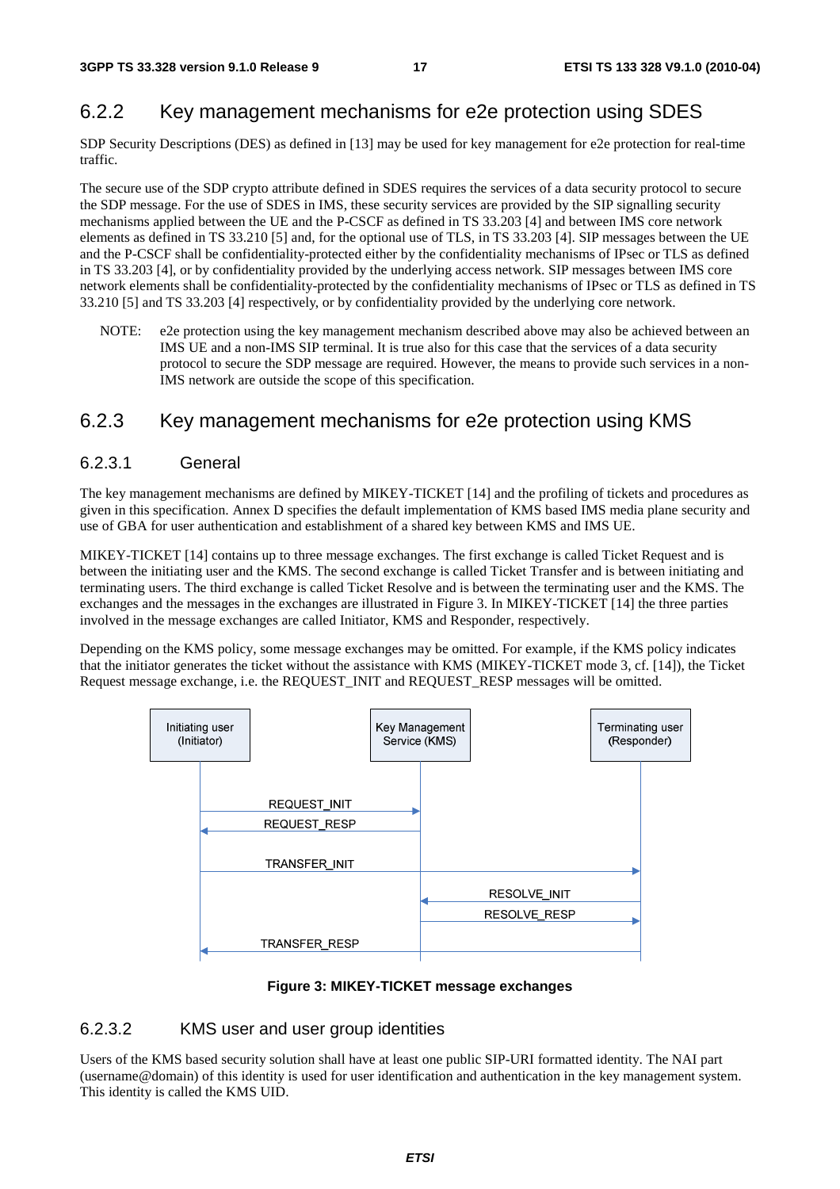### 6.2.2 Key management mechanisms for e2e protection using SDES

SDP Security Descriptions (DES) as defined in [13] may be used for key management for e2e protection for real-time traffic.

The secure use of the SDP crypto attribute defined in SDES requires the services of a data security protocol to secure the SDP message. For the use of SDES in IMS, these security services are provided by the SIP signalling security mechanisms applied between the UE and the P-CSCF as defined in TS 33.203 [4] and between IMS core network elements as defined in TS 33.210 [5] and, for the optional use of TLS, in TS 33.203 [4]. SIP messages between the UE and the P-CSCF shall be confidentiality-protected either by the confidentiality mechanisms of IPsec or TLS as defined in TS 33.203 [4], or by confidentiality provided by the underlying access network. SIP messages between IMS core network elements shall be confidentiality-protected by the confidentiality mechanisms of IPsec or TLS as defined in TS 33.210 [5] and TS 33.203 [4] respectively, or by confidentiality provided by the underlying core network.

NOTE: e2e protection using the key management mechanism described above may also be achieved between an IMS UE and a non-IMS SIP terminal. It is true also for this case that the services of a data security protocol to secure the SDP message are required. However, the means to provide such services in a non-IMS network are outside the scope of this specification.

### 6.2.3 Key management mechanisms for e2e protection using KMS

#### 6.2.3.1 General

The key management mechanisms are defined by MIKEY-TICKET [14] and the profiling of tickets and procedures as given in this specification. Annex D specifies the default implementation of KMS based IMS media plane security and use of GBA for user authentication and establishment of a shared key between KMS and IMS UE.

MIKEY-TICKET [14] contains up to three message exchanges. The first exchange is called Ticket Request and is between the initiating user and the KMS. The second exchange is called Ticket Transfer and is between initiating and terminating users. The third exchange is called Ticket Resolve and is between the terminating user and the KMS. The exchanges and the messages in the exchanges are illustrated in Figure 3. In MIKEY-TICKET [14] the three parties involved in the message exchanges are called Initiator, KMS and Responder, respectively.

Depending on the KMS policy, some message exchanges may be omitted. For example, if the KMS policy indicates that the initiator generates the ticket without the assistance with KMS (MIKEY-TICKET mode 3, cf. [14]), the Ticket Request message exchange, i.e. the REQUEST_INIT and REQUEST_RESP messages will be omitted.

```
Initiating user        Key Management        Terminating user
 (Initiator)            Service (KMS)          (Responder)
     |                        |                      |
     |----REQUEST_INIT------->|                      |
     |<---REQUEST_RESP--------|                      |
     |                        |                      |
     |----TRANSFER_INIT--------------------------->  |
     |                        |<----RESOLVE_INIT-----|
     |                        |-----RESOLVE_RESP---->|
     |<---TRANSFER_RESP------------------------------|
```

**Figure 3: MIKEY-TICKET message exchanges**

#### 6.2.3.2 KMS user and user group identities

Users of the KMS based security solution shall have at least one public SIP-URI formatted identity. The NAI part (username@domain) of this identity is used for user identification and authentication in the key management system. This identity is called the KMS UID.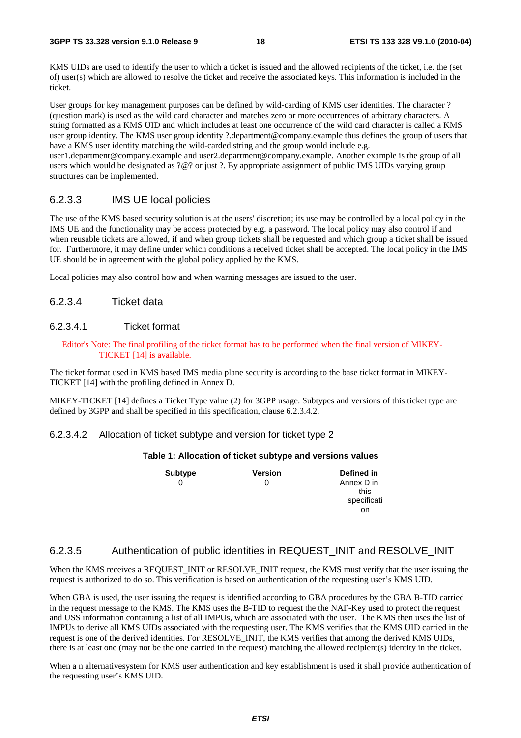KMS UIDs are used to identify the user to which a ticket is issued and the allowed recipients of the ticket, i.e. the (set of) user(s) which are allowed to resolve the ticket and receive the associated keys. This information is included in the ticket.

User groups for key management purposes can be defined by wild-carding of KMS user identities. The character ? (question mark) is used as the wild card character and matches zero or more occurrences of arbitrary characters. A string formatted as a KMS UID and which includes at least one occurrence of the wild card character is called a KMS user group identity. The KMS user group identity ?.department@company.example thus defines the group of users that have a KMS user identity matching the wild-carded string and the group would include e.g. user1.department@company.example and user2.department@company.example. Another example is the group of all users which would be designated as ?@? or just ?. By appropriate assignment of public IMS UIDs varying group structures can be implemented.

### 6.2.3.3 IMS UE local policies

The use of the KMS based security solution is at the users' discretion; its use may be controlled by a local policy in the IMS UE and the functionality may be access protected by e.g. a password. The local policy may also control if and when reusable tickets are allowed, if and when group tickets shall be requested and which group a ticket shall be issued for. Furthermore, it may define under which conditions a received ticket shall be accepted. The local policy in the IMS UE should be in agreement with the global policy applied by the KMS.

Local policies may also control how and when warning messages are issued to the user.

### 6.2.3.4 Ticket data

#### 6.2.3.4.1 Ticket format

Editor's Note: The final profiling of the ticket format has to be performed when the final version of MIKEY-TICKET [14] is available.

The ticket format used in KMS based IMS media plane security is according to the base ticket format in MIKEY-TICKET [14] with the profiling defined in Annex D.

MIKEY-TICKET [14] defines a Ticket Type value (2) for 3GPP usage. Subtypes and versions of this ticket type are defined by 3GPP and shall be specified in this specification, clause 6.2.3.4.2.

#### 6.2.3.4.2 Allocation of ticket subtype and version for ticket type 2

**Table 1: Allocation of ticket subtype and versions values**

| Subtype | Version | Defined in |
|---|---|---|
| 0 | 0 | Annex D in this specification |

### 6.2.3.5 Authentication of public identities in REQUEST_INIT and RESOLVE_INIT

When the KMS receives a REQUEST_INIT or RESOLVE_INIT request, the KMS must verify that the user issuing the request is authorized to do so. This verification is based on authentication of the requesting user's KMS UID.

When GBA is used, the user issuing the request is identified according to GBA procedures by the GBA B-TID carried in the request message to the KMS. The KMS uses the B-TID to request the the NAF-Key used to protect the request and USS information containing a list of all IMPUs, which are associated with the user. The KMS then uses the list of IMPUs to derive all KMS UIDs associated with the requesting user. The KMS verifies that the KMS UID carried in the request is one of the derived identities. For RESOLVE_INIT, the KMS verifies that among the derived KMS UIDs, there is at least one (may not be the one carried in the request) matching the allowed recipient(s) identity in the ticket.

When a n alternativesystem for KMS user authentication and key establishment is used it shall provide authentication of the requesting user's KMS UID.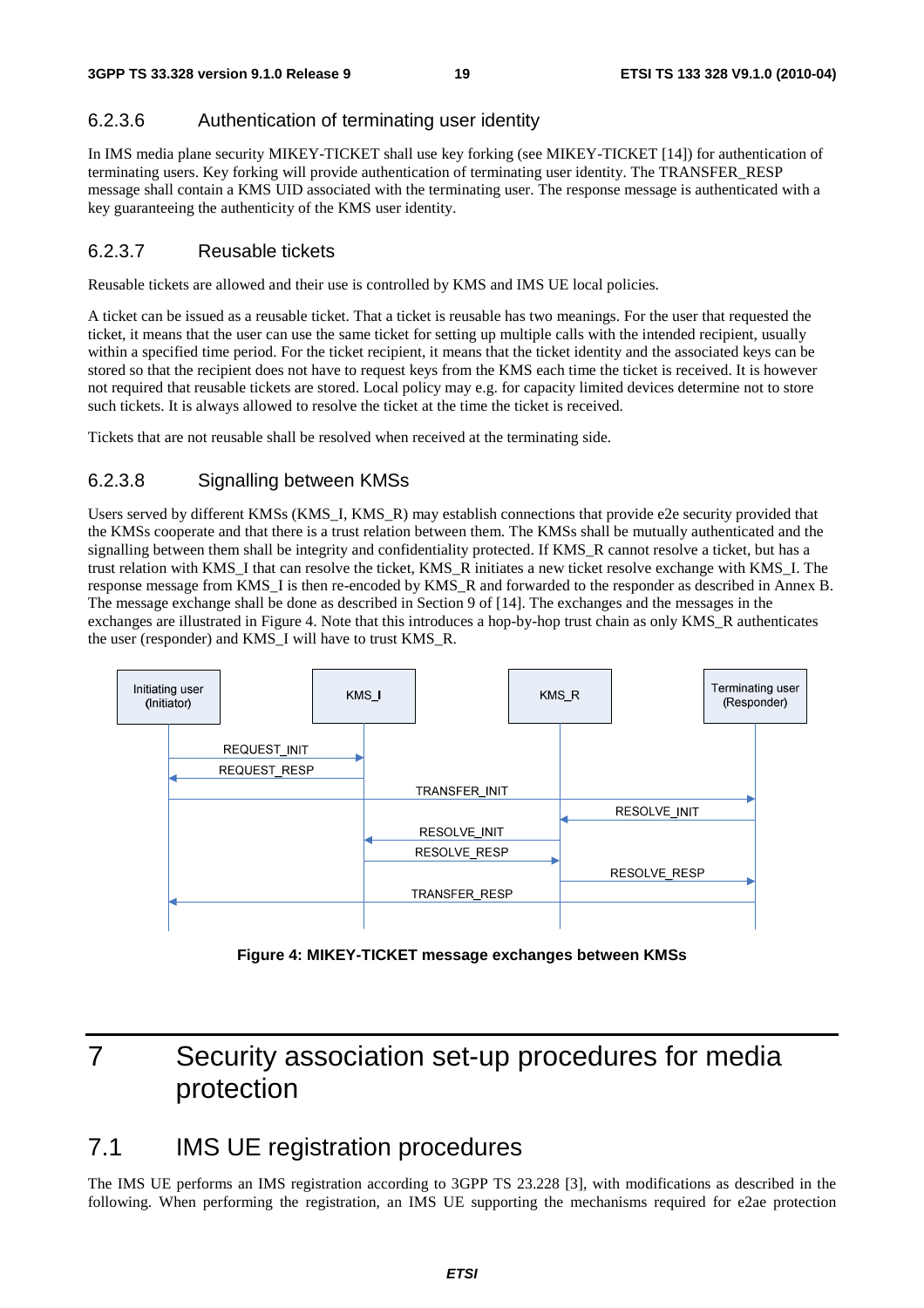#### 6.2.3.6 Authentication of terminating user identity

In IMS media plane security MIKEY-TICKET shall use key forking (see MIKEY-TICKET [14]) for authentication of terminating users. Key forking will provide authentication of terminating user identity. The TRANSFER_RESP message shall contain a KMS UID associated with the terminating user. The response message is authenticated with a key guaranteeing the authenticity of the KMS user identity.

#### 6.2.3.7 Reusable tickets

Reusable tickets are allowed and their use is controlled by KMS and IMS UE local policies.

A ticket can be issued as a reusable ticket. That a ticket is reusable has two meanings. For the user that requested the ticket, it means that the user can use the same ticket for setting up multiple calls with the intended recipient, usually within a specified time period. For the ticket recipient, it means that the ticket identity and the associated keys can be stored so that the recipient does not have to request keys from the KMS each time the ticket is received. It is however not required that reusable tickets are stored. Local policy may e.g. for capacity limited devices determine not to store such tickets. It is always allowed to resolve the ticket at the time the ticket is received.

Tickets that are not reusable shall be resolved when received at the terminating side.

#### 6.2.3.8 Signalling between KMSs

Users served by different KMSs (KMS_I, KMS_R) may establish connections that provide e2e security provided that the KMSs cooperate and that there is a trust relation between them. The KMSs shall be mutually authenticated and the signalling between them shall be integrity and confidentiality protected. If KMS_R cannot resolve a ticket, but has a trust relation with KMS_I that can resolve the ticket, KMS_R initiates a new ticket resolve exchange with KMS_I. The response message from KMS_I is then re-encoded by KMS_R and forwarded to the responder as described in Annex B. The message exchange shall be done as described in Section 9 of [14]. The exchanges and the messages in the exchanges are illustrated in Figure 4. Note that this introduces a hop-by-hop trust chain as only KMS_R authenticates the user (responder) and KMS_I will have to trust KMS_R.

```
Initiating user          KMS_I                 KMS_R            Terminating user
 (Initiator)                                                      (Responder)
      |    REQUEST_INIT     |                     |                     |
      |-------------------->|                     |                     |
      |    REQUEST_RESP     |                     |                     |
      |<--------------------|                     |                     |
      |                     TRANSFER_INIT         |                     |
      |---------------------------------------------------------------->|
      |                     |                     |    RESOLVE_INIT     |
      |                     |                     |<--------------------|
      |                     |    RESOLVE_INIT     |                     |
      |                     |<--------------------|                     |
      |                     |    RESOLVE_RESP     |                     |
      |                     |-------------------->|                     |
      |                     |                     |    RESOLVE_RESP     |
      |                     |                     |-------------------->|
      |                     TRANSFER_RESP         |                     |
      |<----------------------------------------------------------------|
```

**Figure 4: MIKEY-TICKET message exchanges between KMSs**

# 7 Security association set-up procedures for media protection

## 7.1 IMS UE registration procedures

The IMS UE performs an IMS registration according to 3GPP TS 23.228 [3], with modifications as described in the following. When performing the registration, an IMS UE supporting the mechanisms required for e2ae protection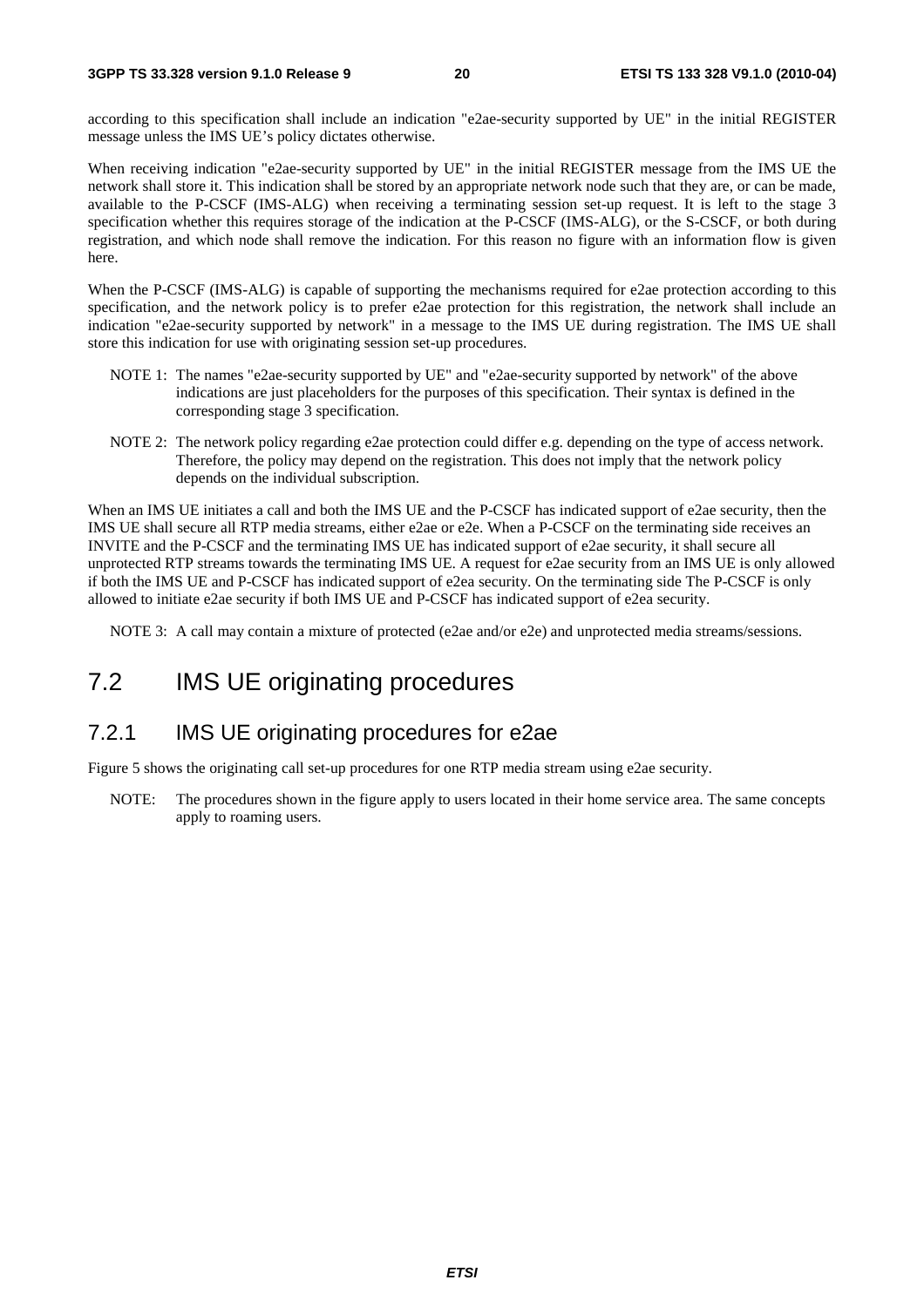according to this specification shall include an indication "e2ae-security supported by UE" in the initial REGISTER message unless the IMS UE's policy dictates otherwise.

When receiving indication "e2ae-security supported by UE" in the initial REGISTER message from the IMS UE the network shall store it. This indication shall be stored by an appropriate network node such that they are, or can be made, available to the P-CSCF (IMS-ALG) when receiving a terminating session set-up request. It is left to the stage 3 specification whether this requires storage of the indication at the P-CSCF (IMS-ALG), or the S-CSCF, or both during registration, and which node shall remove the indication. For this reason no figure with an information flow is given here.

When the P-CSCF (IMS-ALG) is capable of supporting the mechanisms required for e2ae protection according to this specification, and the network policy is to prefer e2ae protection for this registration, the network shall include an indication "e2ae-security supported by network" in a message to the IMS UE during registration. The IMS UE shall store this indication for use with originating session set-up procedures.

NOTE 1: The names "e2ae-security supported by UE" and "e2ae-security supported by network" of the above indications are just placeholders for the purposes of this specification. Their syntax is defined in the corresponding stage 3 specification.

NOTE 2: The network policy regarding e2ae protection could differ e.g. depending on the type of access network. Therefore, the policy may depend on the registration. This does not imply that the network policy depends on the individual subscription.

When an IMS UE initiates a call and both the IMS UE and the P-CSCF has indicated support of e2ae security, then the IMS UE shall secure all RTP media streams, either e2ae or e2e. When a P-CSCF on the terminating side receives an INVITE and the P-CSCF and the terminating IMS UE has indicated support of e2ae security, it shall secure all unprotected RTP streams towards the terminating IMS UE. A request for e2ae security from an IMS UE is only allowed if both the IMS UE and P-CSCF has indicated support of e2ea security. On the terminating side The P-CSCF is only allowed to initiate e2ae security if both IMS UE and P-CSCF has indicated support of e2ea security.

NOTE 3: A call may contain a mixture of protected (e2ae and/or e2e) and unprotected media streams/sessions.

## 7.2 IMS UE originating procedures

### 7.2.1 IMS UE originating procedures for e2ae

Figure 5 shows the originating call set-up procedures for one RTP media stream using e2ae security.

NOTE: The procedures shown in the figure apply to users located in their home service area. The same concepts apply to roaming users.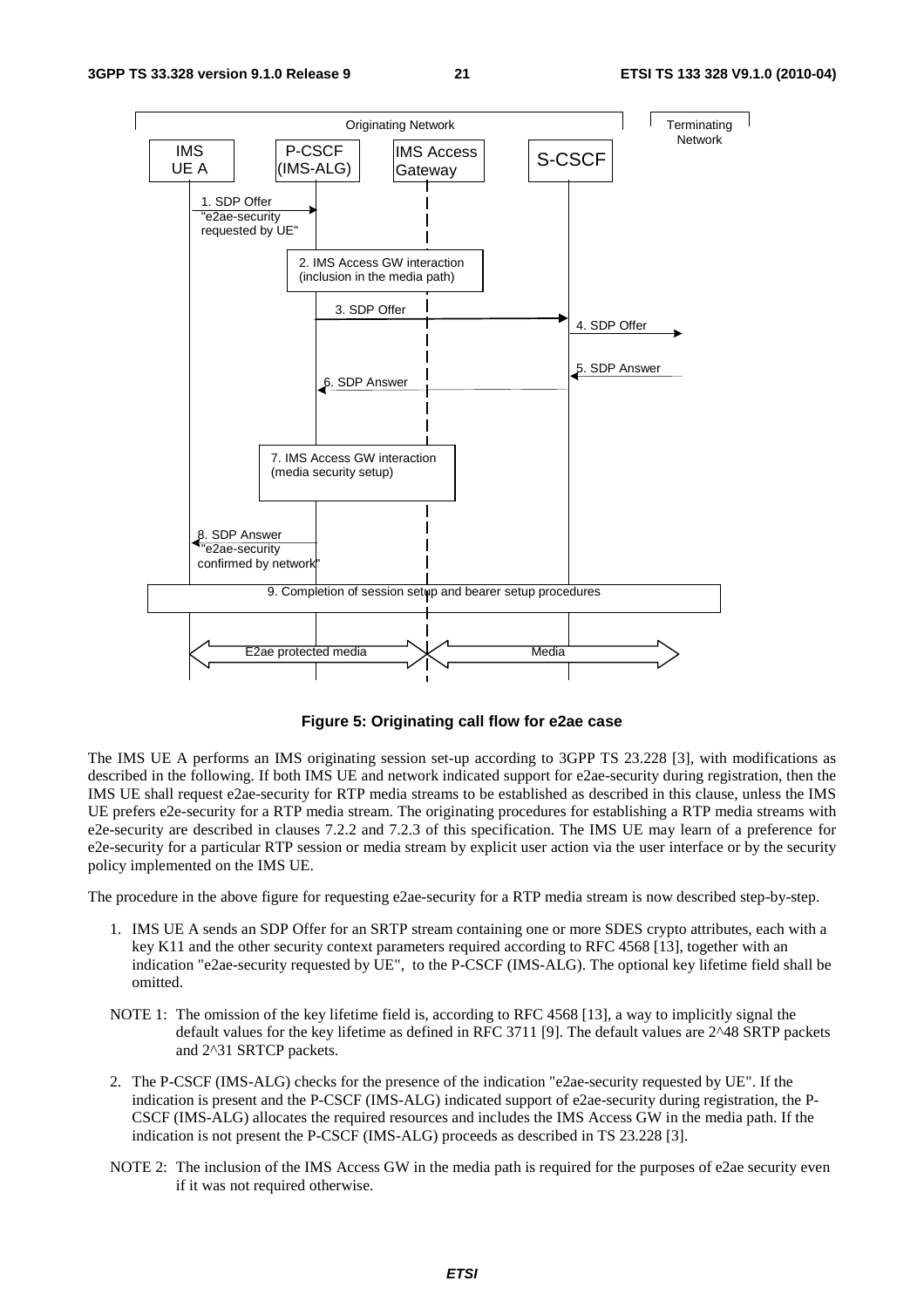**Figure 5: Originating call flow for e2ae case**

The IMS UE A performs an IMS originating session set-up according to 3GPP TS 23.228 [3], with modifications as described in the following. If both IMS UE and network indicated support for e2ae-security during registration, then the IMS UE shall request e2ae-security for RTP media streams to be established as described in this clause, unless the IMS UE prefers e2e-security for a RTP media stream. The originating procedures for establishing a RTP media streams with e2e-security are described in clauses 7.2.2 and 7.2.3 of this specification. The IMS UE may learn of a preference for e2e-security for a particular RTP session or media stream by explicit user action via the user interface or by the security policy implemented on the IMS UE.

The procedure in the above figure for requesting e2ae-security for a RTP media stream is now described step-by-step.

1. IMS UE A sends an SDP Offer for an SRTP stream containing one or more SDES crypto attributes, each with a key K11 and the other security context parameters required according to RFC 4568 [13], together with an indication "e2ae-security requested by UE", to the P-CSCF (IMS-ALG). The optional key lifetime field shall be omitted.

NOTE 1: The omission of the key lifetime field is, according to RFC 4568 [13], a way to implicitly signal the default values for the key lifetime as defined in RFC 3711 [9]. The default values are 2^48 SRTP packets and 2^31 SRTCP packets.

2. The P-CSCF (IMS-ALG) checks for the presence of the indication "e2ae-security requested by UE". If the indication is present and the P-CSCF (IMS-ALG) indicated support of e2ae-security during registration, the P-CSCF (IMS-ALG) allocates the required resources and includes the IMS Access GW in the media path. If the indication is not present the P-CSCF (IMS-ALG) proceeds as described in TS 23.228 [3].

NOTE 2: The inclusion of the IMS Access GW in the media path is required for the purposes of e2ae security even if it was not required otherwise.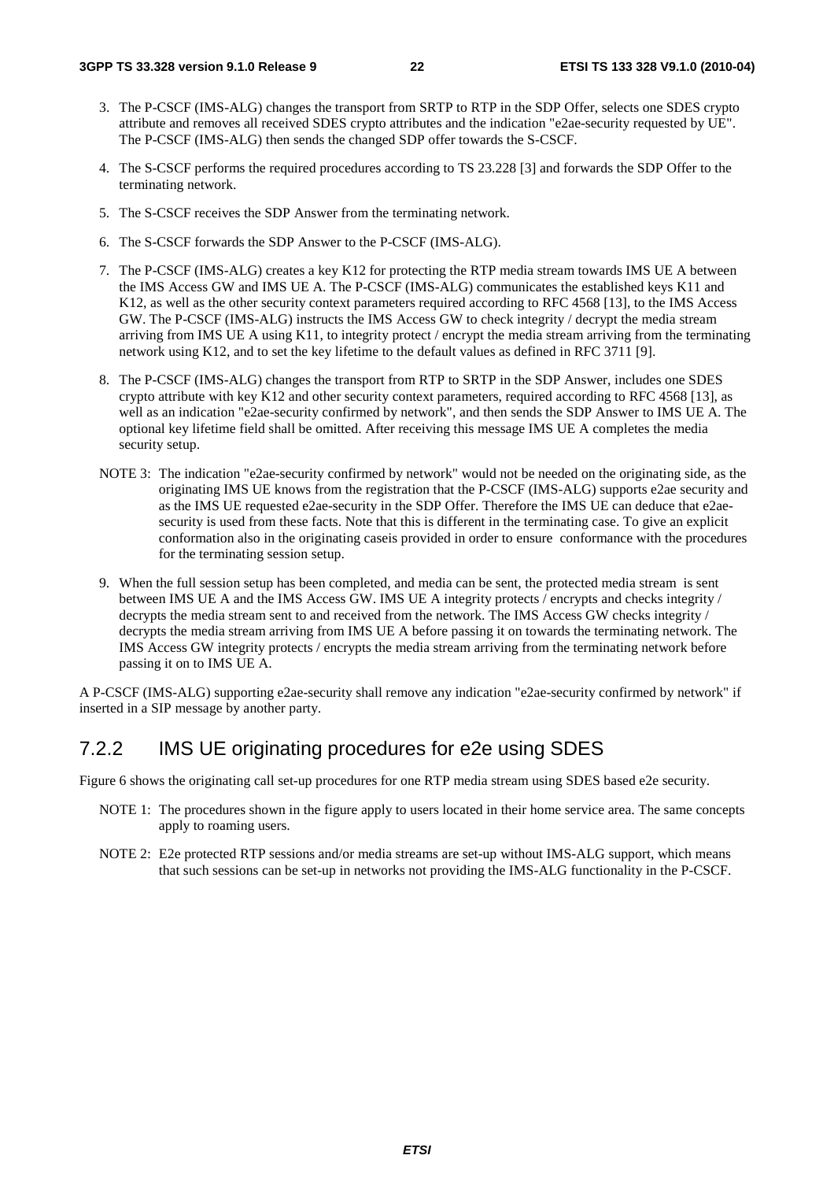3. The P-CSCF (IMS-ALG) changes the transport from SRTP to RTP in the SDP Offer, selects one SDES crypto attribute and removes all received SDES crypto attributes and the indication "e2ae-security requested by UE". The P-CSCF (IMS-ALG) then sends the changed SDP offer towards the S-CSCF.

4. The S-CSCF performs the required procedures according to TS 23.228 [3] and forwards the SDP Offer to the terminating network.

5. The S-CSCF receives the SDP Answer from the terminating network.

6. The S-CSCF forwards the SDP Answer to the P-CSCF (IMS-ALG).

7. The P-CSCF (IMS-ALG) creates a key K12 for protecting the RTP media stream towards IMS UE A between the IMS Access GW and IMS UE A. The P-CSCF (IMS-ALG) communicates the established keys K11 and K12, as well as the other security context parameters required according to RFC 4568 [13], to the IMS Access GW. The P-CSCF (IMS-ALG) instructs the IMS Access GW to check integrity / decrypt the media stream arriving from IMS UE A using K11, to integrity protect / encrypt the media stream arriving from the terminating network using K12, and to set the key lifetime to the default values as defined in RFC 3711 [9].

8. The P-CSCF (IMS-ALG) changes the transport from RTP to SRTP in the SDP Answer, includes one SDES crypto attribute with key K12 and other security context parameters, required according to RFC 4568 [13], as well as an indication "e2ae-security confirmed by network", and then sends the SDP Answer to IMS UE A. The optional key lifetime field shall be omitted. After receiving this message IMS UE A completes the media security setup.

NOTE 3: The indication "e2ae-security confirmed by network" would not be needed on the originating side, as the originating IMS UE knows from the registration that the P-CSCF (IMS-ALG) supports e2ae security and as the IMS UE requested e2ae-security in the SDP Offer. Therefore the IMS UE can deduce that e2ae-security is used from these facts. Note that this is different in the terminating case. To give an explicit conformation also in the originating caseis provided in order to ensure conformance with the procedures for the terminating session setup.

9. When the full session setup has been completed, and media can be sent, the protected media stream is sent between IMS UE A and the IMS Access GW. IMS UE A integrity protects / encrypts and checks integrity / decrypts the media stream sent to and received from the network. The IMS Access GW checks integrity / decrypts the media stream arriving from IMS UE A before passing it on towards the terminating network. The IMS Access GW integrity protects / encrypts the media stream arriving from the terminating network before passing it on to IMS UE A.

A P-CSCF (IMS-ALG) supporting e2ae-security shall remove any indication "e2ae-security confirmed by network" if inserted in a SIP message by another party.

### 7.2.2 IMS UE originating procedures for e2e using SDES

Figure 6 shows the originating call set-up procedures for one RTP media stream using SDES based e2e security.

NOTE 1: The procedures shown in the figure apply to users located in their home service area. The same concepts apply to roaming users.

NOTE 2: E2e protected RTP sessions and/or media streams are set-up without IMS-ALG support, which means that such sessions can be set-up in networks not providing the IMS-ALG functionality in the P-CSCF.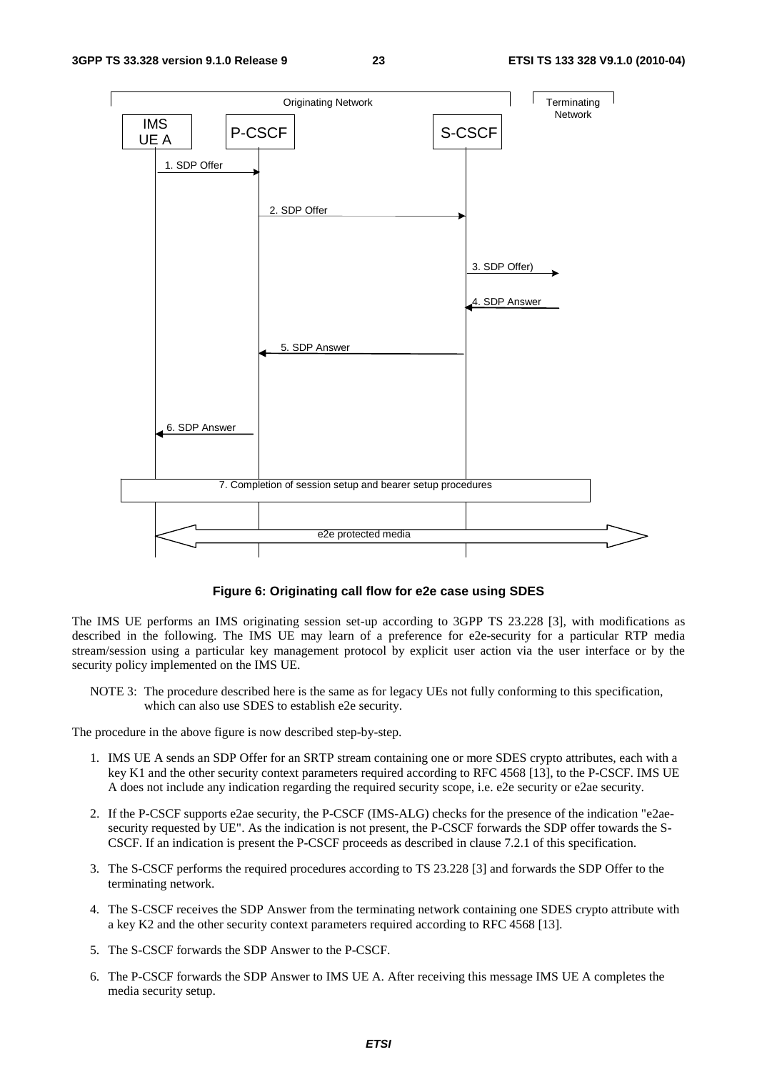**Figure 6: Originating call flow for e2e case using SDES**

The IMS UE performs an IMS originating session set-up according to 3GPP TS 23.228 [3], with modifications as described in the following. The IMS UE may learn of a preference for e2e-security for a particular RTP media stream/session using a particular key management protocol by explicit user action via the user interface or by the security policy implemented on the IMS UE.

NOTE 3: The procedure described here is the same as for legacy UEs not fully conforming to this specification, which can also use SDES to establish e2e security.

The procedure in the above figure is now described step-by-step.

1. IMS UE A sends an SDP Offer for an SRTP stream containing one or more SDES crypto attributes, each with a key K1 and the other security context parameters required according to RFC 4568 [13], to the P-CSCF. IMS UE A does not include any indication regarding the required security scope, i.e. e2e security or e2ae security.

2. If the P-CSCF supports e2ae security, the P-CSCF (IMS-ALG) checks for the presence of the indication "e2ae-security requested by UE". As the indication is not present, the P-CSCF forwards the SDP offer towards the S-CSCF. If an indication is present the P-CSCF proceeds as described in clause 7.2.1 of this specification.

3. The S-CSCF performs the required procedures according to TS 23.228 [3] and forwards the SDP Offer to the terminating network.

4. The S-CSCF receives the SDP Answer from the terminating network containing one SDES crypto attribute with a key K2 and the other security context parameters required according to RFC 4568 [13].

5. The S-CSCF forwards the SDP Answer to the P-CSCF.

6. The P-CSCF forwards the SDP Answer to IMS UE A. After receiving this message IMS UE A completes the media security setup.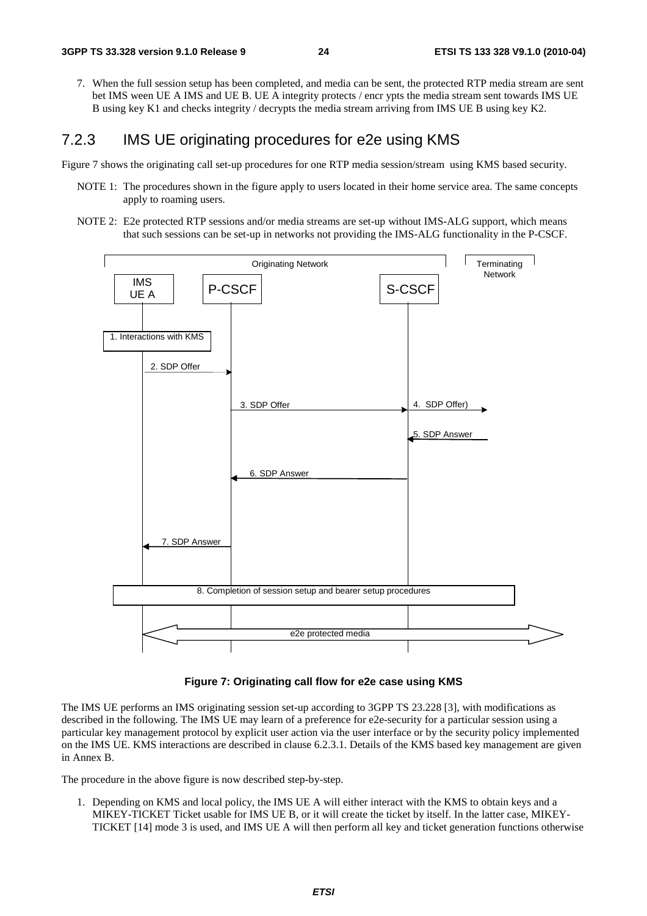7. When the full session setup has been completed, and media can be sent, the protected RTP media stream are sent bet IMS ween UE A IMS and UE B. UE A integrity protects / encr ypts the media stream sent towards IMS UE B using key K1 and checks integrity / decrypts the media stream arriving from IMS UE B using key K2.

### 7.2.3 IMS UE originating procedures for e2e using KMS

Figure 7 shows the originating call set-up procedures for one RTP media session/stream using KMS based security.

NOTE 1: The procedures shown in the figure apply to users located in their home service area. The same concepts apply to roaming users.

NOTE 2: E2e protected RTP sessions and/or media streams are set-up without IMS-ALG support, which means that such sessions can be set-up in networks not providing the IMS-ALG functionality in the P-CSCF.

Originating Network | Terminating Network

IMS UE A | P-CSCF | S-CSCF

1. Interactions with KMS
2. SDP Offer
3. SDP Offer
4. SDP Offer)
5. SDP Answer
6. SDP Answer
7. SDP Answer
8. Completion of session setup and bearer setup procedures

e2e protected media

**Figure 7: Originating call flow for e2e case using KMS**

The IMS UE performs an IMS originating session set-up according to 3GPP TS 23.228 [3], with modifications as described in the following. The IMS UE may learn of a preference for e2e-security for a particular session using a particular key management protocol by explicit user action via the user interface or by the security policy implemented on the IMS UE. KMS interactions are described in clause 6.2.3.1. Details of the KMS based key management are given in Annex B.

The procedure in the above figure is now described step-by-step.

1. Depending on KMS and local policy, the IMS UE A will either interact with the KMS to obtain keys and a MIKEY-TICKET Ticket usable for IMS UE B, or it will create the ticket by itself. In the latter case, MIKEY-TICKET [14] mode 3 is used, and IMS UE A will then perform all key and ticket generation functions otherwise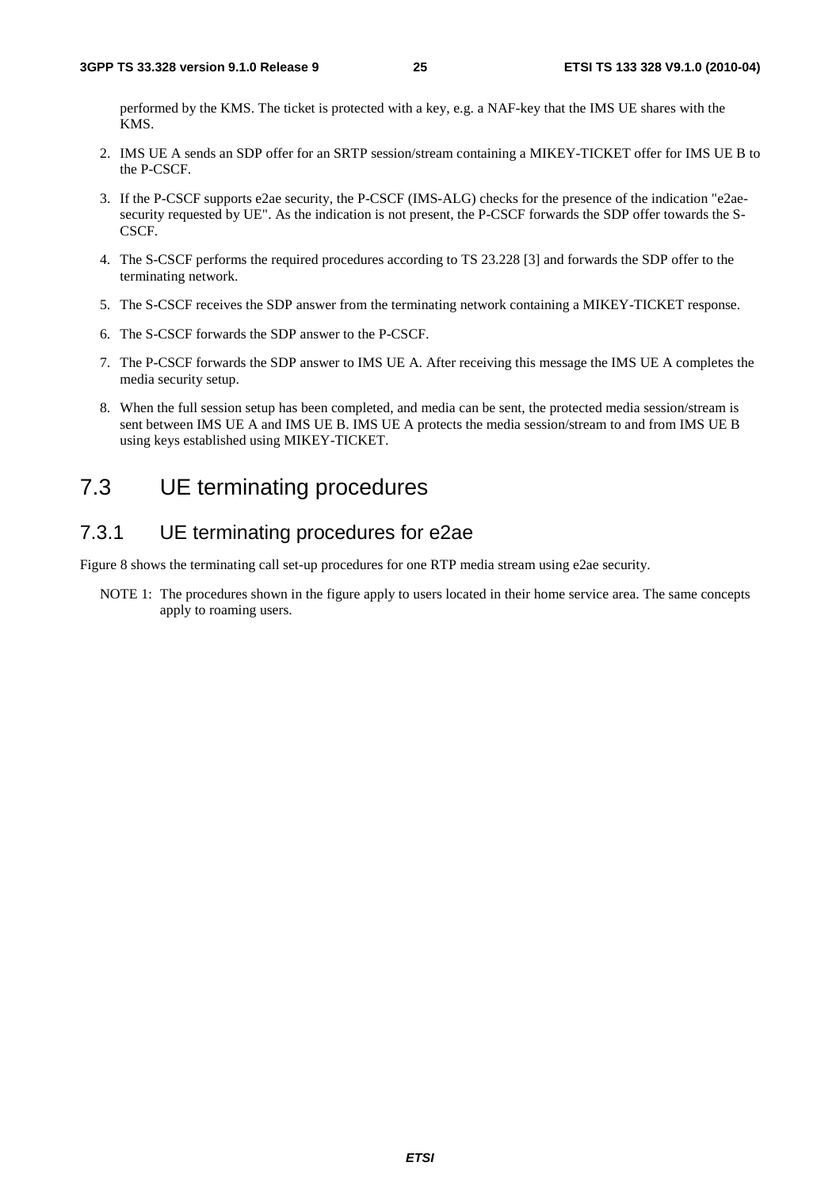performed by the KMS. The ticket is protected with a key, e.g. a NAF-key that the IMS UE shares with the KMS.

2. IMS UE A sends an SDP offer for an SRTP session/stream containing a MIKEY-TICKET offer for IMS UE B to the P-CSCF.

3. If the P-CSCF supports e2ae security, the P-CSCF (IMS-ALG) checks for the presence of the indication "e2ae-security requested by UE". As the indication is not present, the P-CSCF forwards the SDP offer towards the S-CSCF.

4. The S-CSCF performs the required procedures according to TS 23.228 [3] and forwards the SDP offer to the terminating network.

5. The S-CSCF receives the SDP answer from the terminating network containing a MIKEY-TICKET response.

6. The S-CSCF forwards the SDP answer to the P-CSCF.

7. The P-CSCF forwards the SDP answer to IMS UE A. After receiving this message the IMS UE A completes the media security setup.

8. When the full session setup has been completed, and media can be sent, the protected media session/stream is sent between IMS UE A and IMS UE B. IMS UE A protects the media session/stream to and from IMS UE B using keys established using MIKEY-TICKET.

## 7.3 UE terminating procedures

### 7.3.1 UE terminating procedures for e2ae

Figure 8 shows the terminating call set-up procedures for one RTP media stream using e2ae security.

NOTE 1: The procedures shown in the figure apply to users located in their home service area. The same concepts apply to roaming users.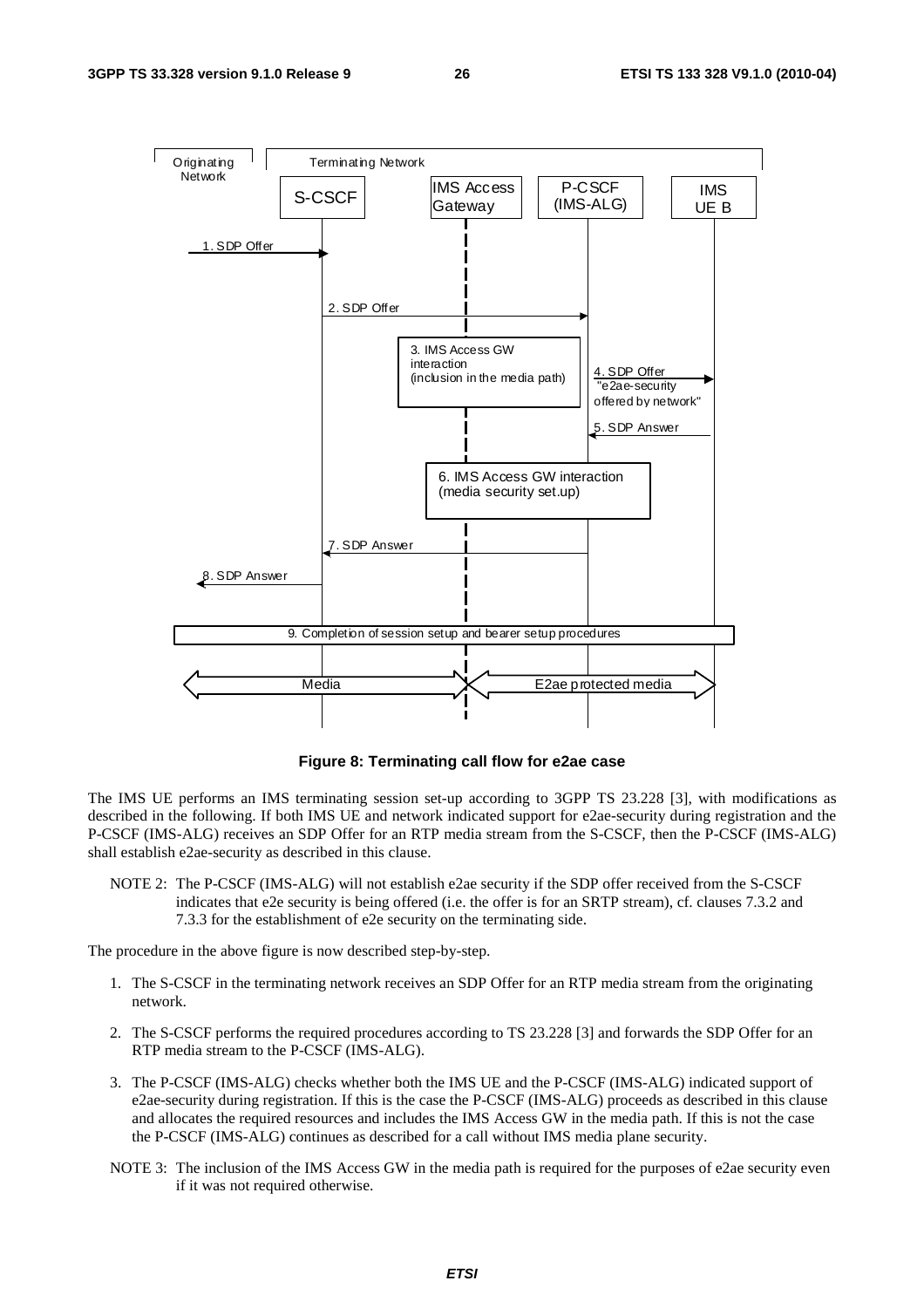**Figure 8: Terminating call flow for e2ae case**

The IMS UE performs an IMS terminating session set-up according to 3GPP TS 23.228 [3], with modifications as described in the following. If both IMS UE and network indicated support for e2ae-security during registration and the P-CSCF (IMS-ALG) receives an SDP Offer for an RTP media stream from the S-CSCF, then the P-CSCF (IMS-ALG) shall establish e2ae-security as described in this clause.

NOTE 2: The P-CSCF (IMS-ALG) will not establish e2ae security if the SDP offer received from the S-CSCF indicates that e2e security is being offered (i.e. the offer is for an SRTP stream), cf. clauses 7.3.2 and 7.3.3 for the establishment of e2e security on the terminating side.

The procedure in the above figure is now described step-by-step.

1. The S-CSCF in the terminating network receives an SDP Offer for an RTP media stream from the originating network.
2. The S-CSCF performs the required procedures according to TS 23.228 [3] and forwards the SDP Offer for an RTP media stream to the P-CSCF (IMS-ALG).
3. The P-CSCF (IMS-ALG) checks whether both the IMS UE and the P-CSCF (IMS-ALG) indicated support of e2ae-security during registration. If this is the case the P-CSCF (IMS-ALG) proceeds as described in this clause and allocates the required resources and includes the IMS Access GW in the media path. If this is not the case the P-CSCF (IMS-ALG) continues as described for a call without IMS media plane security.

NOTE 3: The inclusion of the IMS Access GW in the media path is required for the purposes of e2ae security even if it was not required otherwise.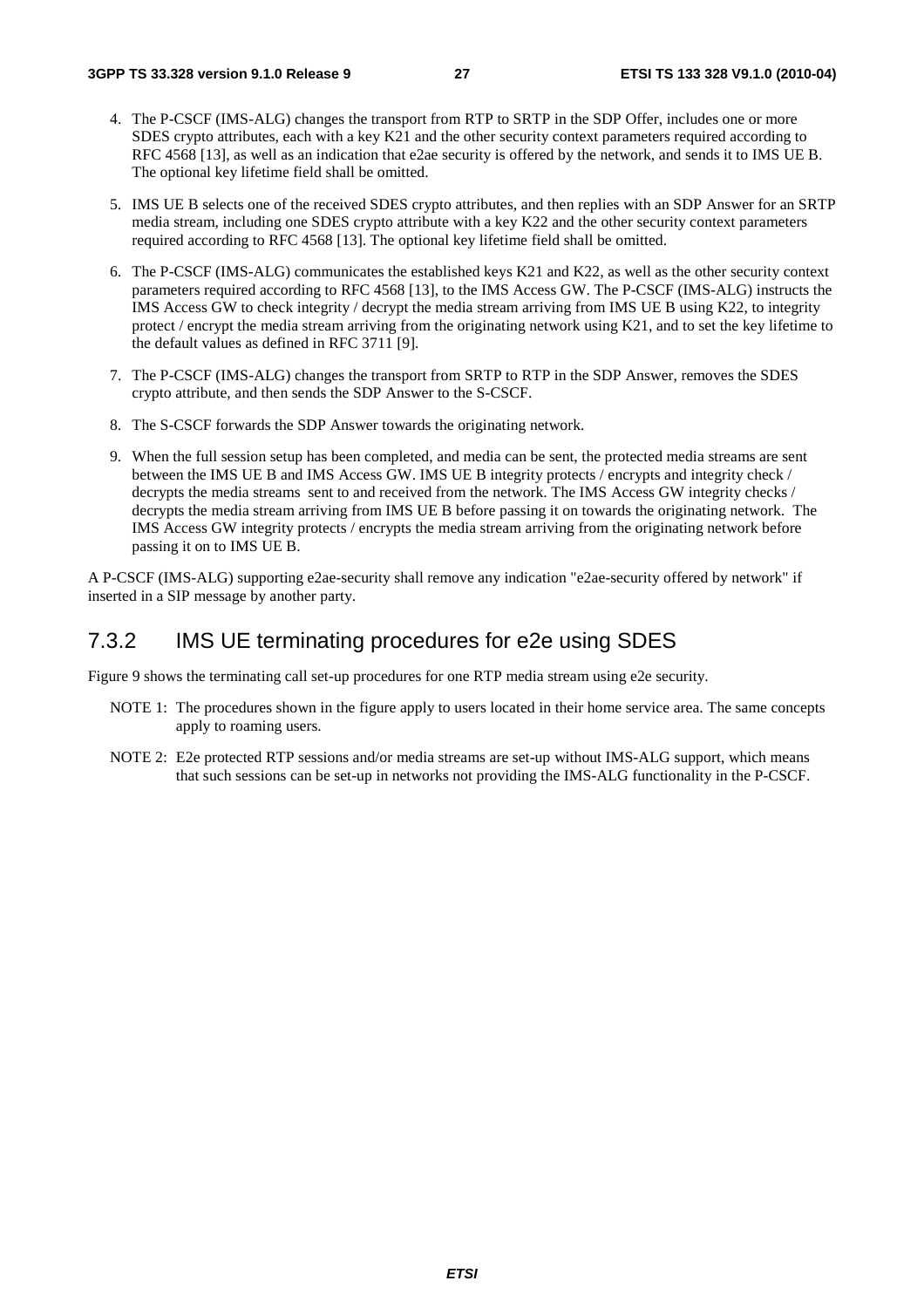4. The P-CSCF (IMS-ALG) changes the transport from RTP to SRTP in the SDP Offer, includes one or more SDES crypto attributes, each with a key K21 and the other security context parameters required according to RFC 4568 [13], as well as an indication that e2ae security is offered by the network, and sends it to IMS UE B. The optional key lifetime field shall be omitted.

5. IMS UE B selects one of the received SDES crypto attributes, and then replies with an SDP Answer for an SRTP media stream, including one SDES crypto attribute with a key K22 and the other security context parameters required according to RFC 4568 [13]. The optional key lifetime field shall be omitted.

6. The P-CSCF (IMS-ALG) communicates the established keys K21 and K22, as well as the other security context parameters required according to RFC 4568 [13], to the IMS Access GW. The P-CSCF (IMS-ALG) instructs the IMS Access GW to check integrity / decrypt the media stream arriving from IMS UE B using K22, to integrity protect / encrypt the media stream arriving from the originating network using K21, and to set the key lifetime to the default values as defined in RFC 3711 [9].

7. The P-CSCF (IMS-ALG) changes the transport from SRTP to RTP in the SDP Answer, removes the SDES crypto attribute, and then sends the SDP Answer to the S-CSCF.

8. The S-CSCF forwards the SDP Answer towards the originating network.

9. When the full session setup has been completed, and media can be sent, the protected media streams are sent between the IMS UE B and IMS Access GW. IMS UE B integrity protects / encrypts and integrity check / decrypts the media streams sent to and received from the network. The IMS Access GW integrity checks / decrypts the media stream arriving from IMS UE B before passing it on towards the originating network. The IMS Access GW integrity protects / encrypts the media stream arriving from the originating network before passing it on to IMS UE B.

A P-CSCF (IMS-ALG) supporting e2ae-security shall remove any indication "e2ae-security offered by network" if inserted in a SIP message by another party.

### 7.3.2 IMS UE terminating procedures for e2e using SDES

Figure 9 shows the terminating call set-up procedures for one RTP media stream using e2e security.

NOTE 1: The procedures shown in the figure apply to users located in their home service area. The same concepts apply to roaming users.

NOTE 2: E2e protected RTP sessions and/or media streams are set-up without IMS-ALG support, which means that such sessions can be set-up in networks not providing the IMS-ALG functionality in the P-CSCF.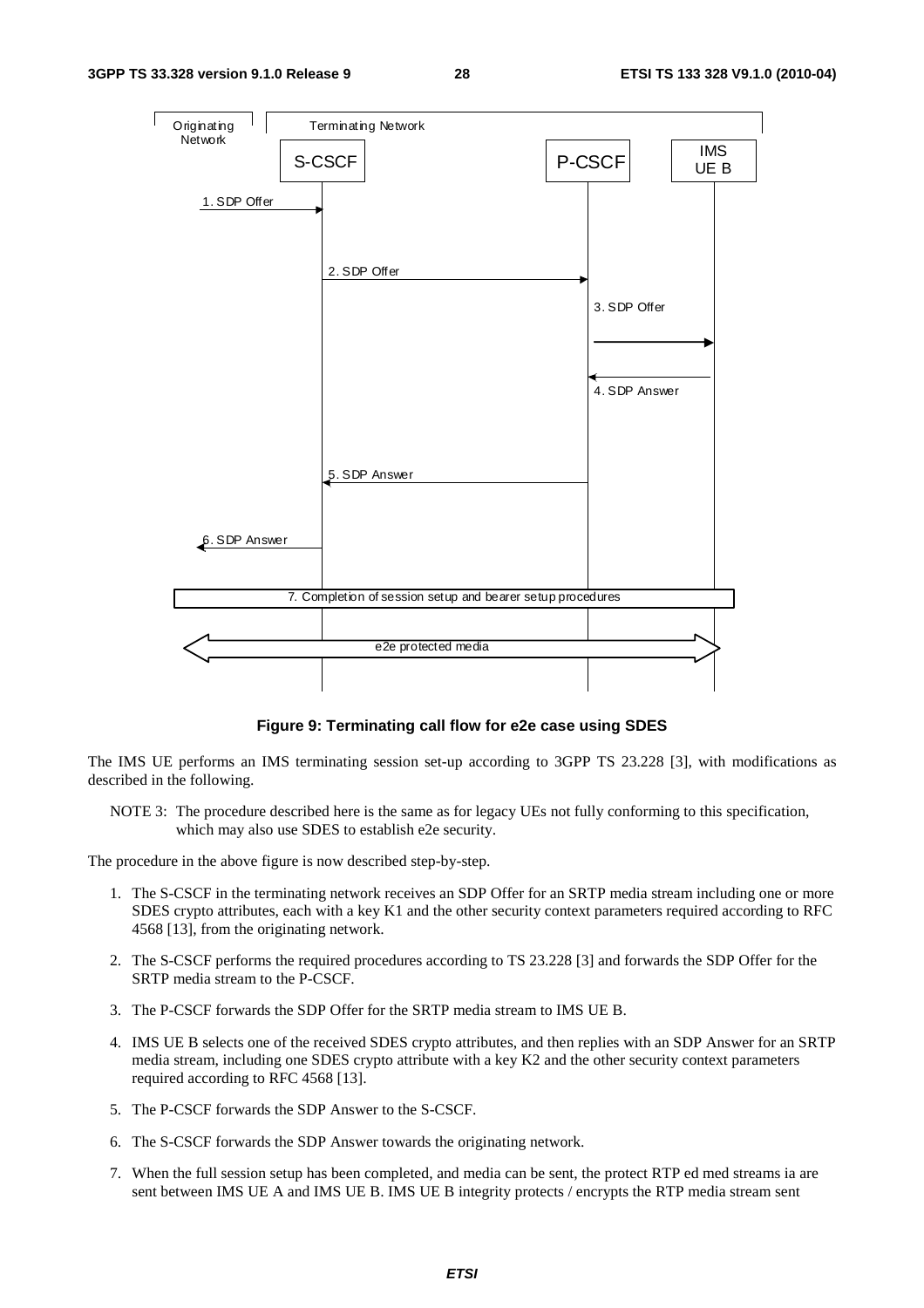Figure 9: Terminating call flow for e2e case using SDES

The IMS UE performs an IMS terminating session set-up according to 3GPP TS 23.228 [3], with modifications as described in the following.

NOTE 3: The procedure described here is the same as for legacy UEs not fully conforming to this specification, which may also use SDES to establish e2e security.

The procedure in the above figure is now described step-by-step.

1. The S-CSCF in the terminating network receives an SDP Offer for an SRTP media stream including one or more SDES crypto attributes, each with a key K1 and the other security context parameters required according to RFC 4568 [13], from the originating network.
2. The S-CSCF performs the required procedures according to TS 23.228 [3] and forwards the SDP Offer for the SRTP media stream to the P-CSCF.
3. The P-CSCF forwards the SDP Offer for the SRTP media stream to IMS UE B.
4. IMS UE B selects one of the received SDES crypto attributes, and then replies with an SDP Answer for an SRTP media stream, including one SDES crypto attribute with a key K2 and the other security context parameters required according to RFC 4568 [13].
5. The P-CSCF forwards the SDP Answer to the S-CSCF.
6. The S-CSCF forwards the SDP Answer towards the originating network.
7. When the full session setup has been completed, and media can be sent, the protect RTP ed med streams ia are sent between IMS UE A and IMS UE B. IMS UE B integrity protects / encrypts the RTP media stream sent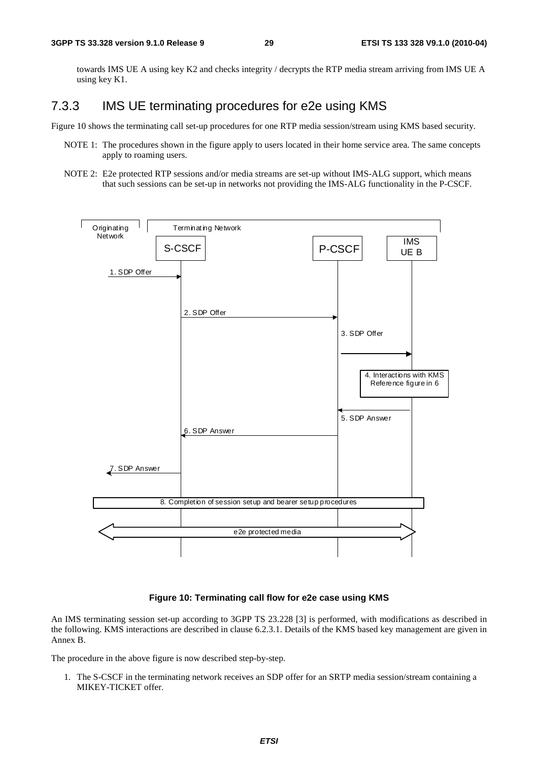towards IMS UE A using key K2 and checks integrity / decrypts the RTP media stream arriving from IMS UE A using key K1.

### 7.3.3 IMS UE terminating procedures for e2e using KMS

Figure 10 shows the terminating call set-up procedures for one RTP media session/stream using KMS based security.

NOTE 1: The procedures shown in the figure apply to users located in their home service area. The same concepts apply to roaming users.

NOTE 2: E2e protected RTP sessions and/or media streams are set-up without IMS-ALG support, which means that such sessions can be set-up in networks not providing the IMS-ALG functionality in the P-CSCF.

**Figure 10: Terminating call flow for e2e case using KMS**

An IMS terminating session set-up according to 3GPP TS 23.228 [3] is performed, with modifications as described in the following. KMS interactions are described in clause 6.2.3.1. Details of the KMS based key management are given in Annex B.

The procedure in the above figure is now described step-by-step.

1. The S-CSCF in the terminating network receives an SDP offer for an SRTP media session/stream containing a MIKEY-TICKET offer.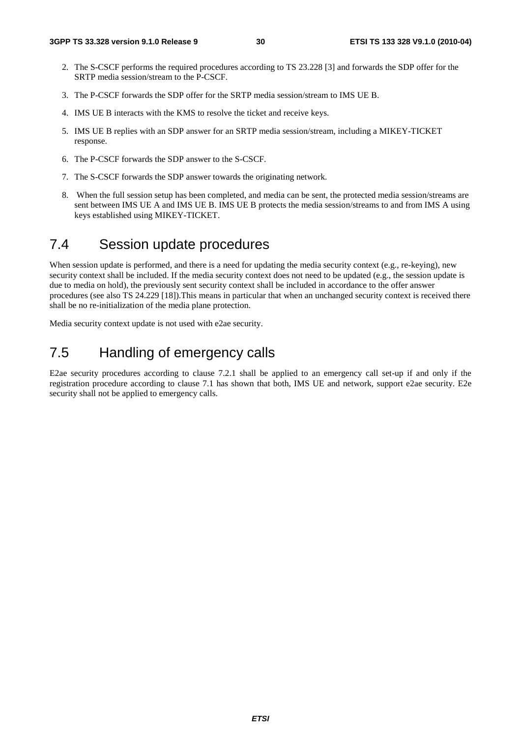2. The S-CSCF performs the required procedures according to TS 23.228 [3] and forwards the SDP offer for the SRTP media session/stream to the P-CSCF.

3. The P-CSCF forwards the SDP offer for the SRTP media session/stream to IMS UE B.

4. IMS UE B interacts with the KMS to resolve the ticket and receive keys.

5. IMS UE B replies with an SDP answer for an SRTP media session/stream, including a MIKEY-TICKET response.

6. The P-CSCF forwards the SDP answer to the S-CSCF.

7. The S-CSCF forwards the SDP answer towards the originating network.

8. When the full session setup has been completed, and media can be sent, the protected media session/streams are sent between IMS UE A and IMS UE B. IMS UE B protects the media session/streams to and from IMS A using keys established using MIKEY-TICKET.

## 7.4 Session update procedures

When session update is performed, and there is a need for updating the media security context (e.g., re-keying), new security context shall be included. If the media security context does not need to be updated (e.g., the session update is due to media on hold), the previously sent security context shall be included in accordance to the offer answer procedures (see also TS 24.229 [18]).This means in particular that when an unchanged security context is received there shall be no re-initialization of the media plane protection.

Media security context update is not used with e2ae security.

## 7.5 Handling of emergency calls

E2ae security procedures according to clause 7.2.1 shall be applied to an emergency call set-up if and only if the registration procedure according to clause 7.1 has shown that both, IMS UE and network, support e2ae security. E2e security shall not be applied to emergency calls.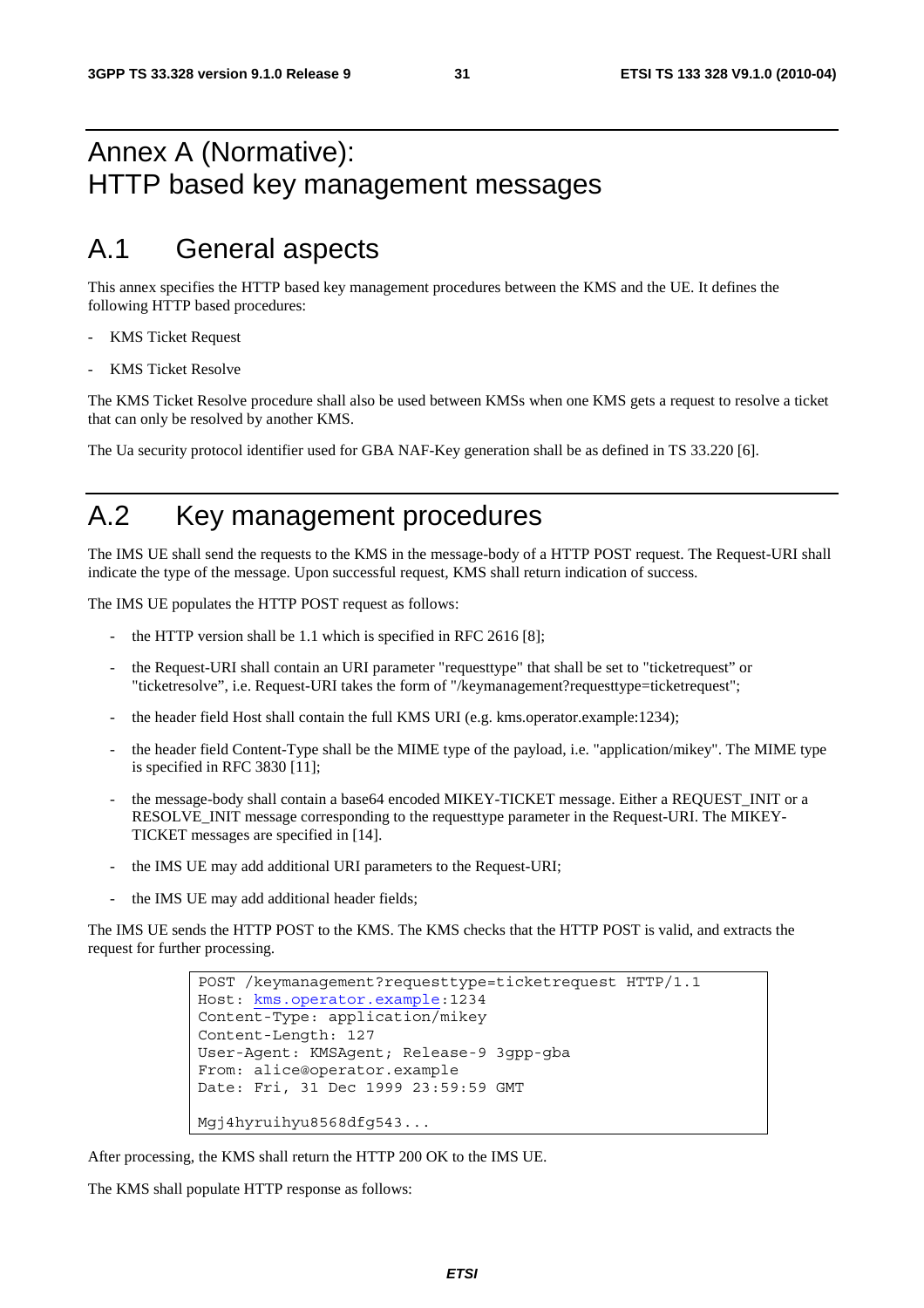# Annex A (Normative): HTTP based key management messages

## A.1 General aspects

This annex specifies the HTTP based key management procedures between the KMS and the UE. It defines the following HTTP based procedures:

- KMS Ticket Request
- KMS Ticket Resolve

The KMS Ticket Resolve procedure shall also be used between KMSs when one KMS gets a request to resolve a ticket that can only be resolved by another KMS.

The Ua security protocol identifier used for GBA NAF-Key generation shall be as defined in TS 33.220 [6].

## A.2 Key management procedures

The IMS UE shall send the requests to the KMS in the message-body of a HTTP POST request. The Request-URI shall indicate the type of the message. Upon successful request, KMS shall return indication of success.

The IMS UE populates the HTTP POST request as follows:

- the HTTP version shall be 1.1 which is specified in RFC 2616 [8];
- the Request-URI shall contain an URI parameter "requesttype" that shall be set to "ticketrequest" or "ticketresolve", i.e. Request-URI takes the form of "/keymanagement?requesttype=ticketrequest";
- the header field Host shall contain the full KMS URI (e.g. kms.operator.example:1234);
- the header field Content-Type shall be the MIME type of the payload, i.e. "application/mikey". The MIME type is specified in RFC 3830 [11];
- the message-body shall contain a base64 encoded MIKEY-TICKET message. Either a REQUEST_INIT or a RESOLVE_INIT message corresponding to the requesttype parameter in the Request-URI. The MIKEY-TICKET messages are specified in [14].
- the IMS UE may add additional URI parameters to the Request-URI;
- the IMS UE may add additional header fields;

The IMS UE sends the HTTP POST to the KMS. The KMS checks that the HTTP POST is valid, and extracts the request for further processing.

```
POST /keymanagement?requesttype=ticketrequest HTTP/1.1
Host: kms.operator.example:1234
Content-Type: application/mikey
Content-Length: 127
User-Agent: KMSAgent; Release-9 3gpp-gba
From: alice@operator.example
Date: Fri, 31 Dec 1999 23:59:59 GMT

Mgj4hyruihyu8568dfg543...
```

After processing, the KMS shall return the HTTP 200 OK to the IMS UE.

The KMS shall populate HTTP response as follows: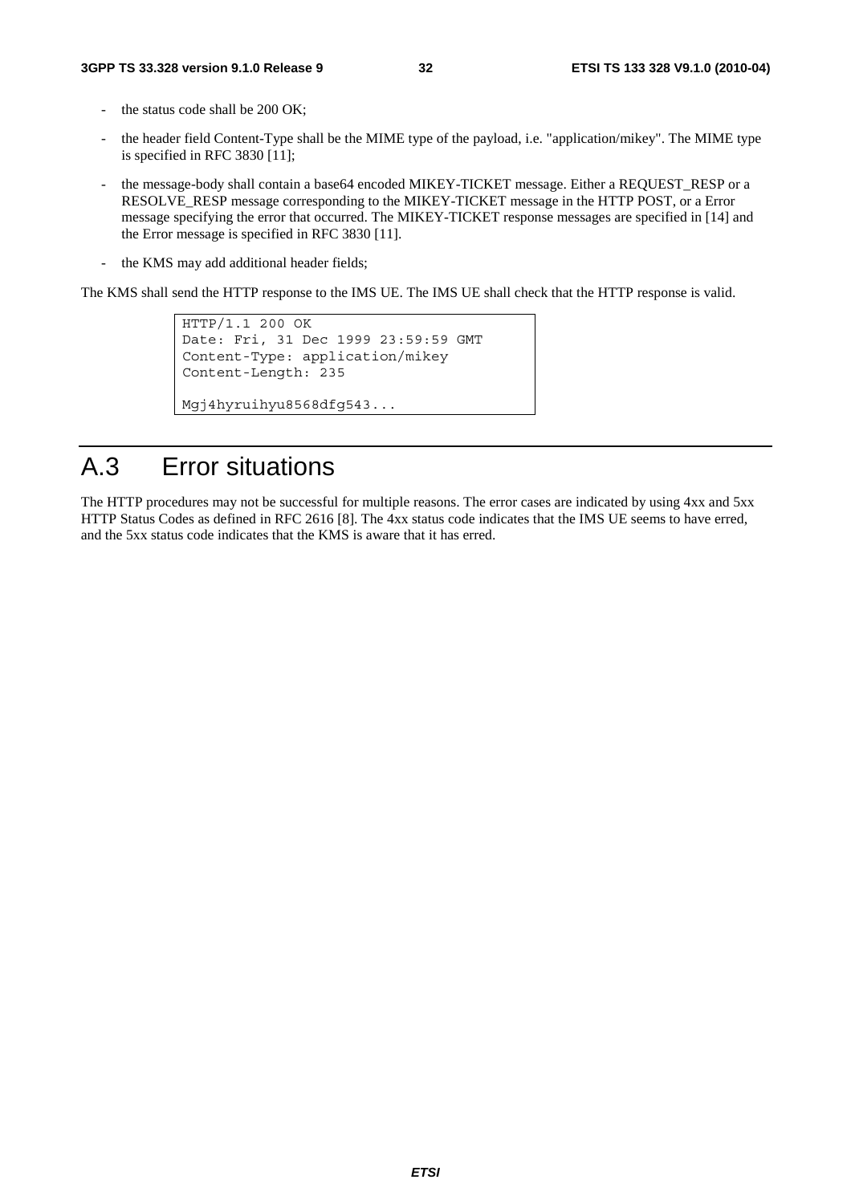- the status code shall be 200 OK;
- the header field Content-Type shall be the MIME type of the payload, i.e. "application/mikey". The MIME type is specified in RFC 3830 [11];
- the message-body shall contain a base64 encoded MIKEY-TICKET message. Either a REQUEST_RESP or a RESOLVE_RESP message corresponding to the MIKEY-TICKET message in the HTTP POST, or a Error message specifying the error that occurred. The MIKEY-TICKET response messages are specified in [14] and the Error message is specified in RFC 3830 [11].
- the KMS may add additional header fields;

The KMS shall send the HTTP response to the IMS UE. The IMS UE shall check that the HTTP response is valid.

```
HTTP/1.1 200 OK
Date: Fri, 31 Dec 1999 23:59:59 GMT
Content-Type: application/mikey
Content-Length: 235

Mgj4hyruihyu8568dfg543...
```

# A.3 Error situations

The HTTP procedures may not be successful for multiple reasons. The error cases are indicated by using 4xx and 5xx HTTP Status Codes as defined in RFC 2616 [8]. The 4xx status code indicates that the IMS UE seems to have erred, and the 5xx status code indicates that the KMS is aware that it has erred.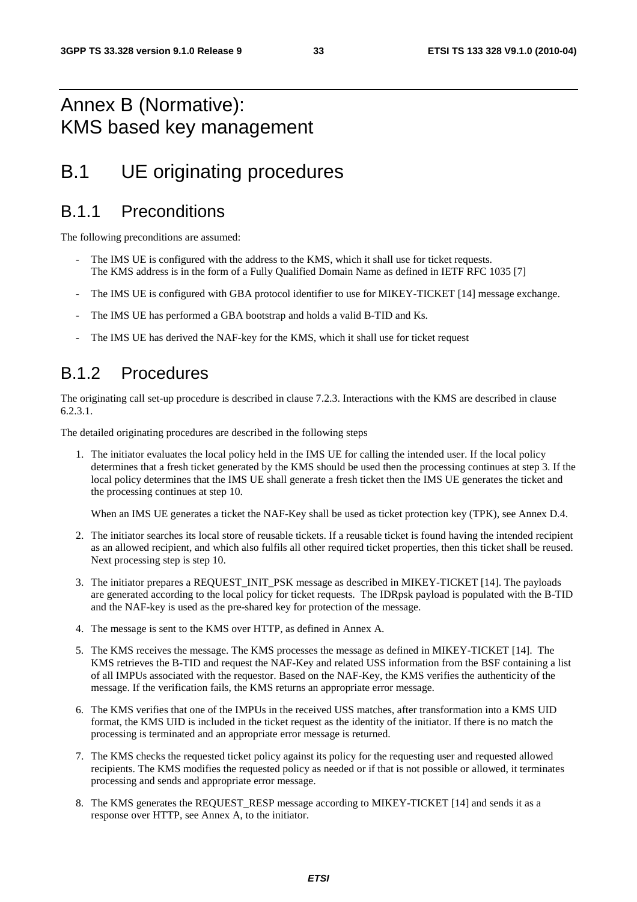# Annex B (Normative): KMS based key management

# B.1 UE originating procedures

## B.1.1 Preconditions

The following preconditions are assumed:

- The IMS UE is configured with the address to the KMS, which it shall use for ticket requests. The KMS address is in the form of a Fully Qualified Domain Name as defined in IETF RFC 1035 [7]
- The IMS UE is configured with GBA protocol identifier to use for MIKEY-TICKET [14] message exchange.
- The IMS UE has performed a GBA bootstrap and holds a valid B-TID and Ks.
- The IMS UE has derived the NAF-key for the KMS, which it shall use for ticket request

## B.1.2 Procedures

The originating call set-up procedure is described in clause 7.2.3. Interactions with the KMS are described in clause 6.2.3.1.

The detailed originating procedures are described in the following steps

1. The initiator evaluates the local policy held in the IMS UE for calling the intended user. If the local policy determines that a fresh ticket generated by the KMS should be used then the processing continues at step 3. If the local policy determines that the IMS UE shall generate a fresh ticket then the IMS UE generates the ticket and the processing continues at step 10.

   When an IMS UE generates a ticket the NAF-Key shall be used as ticket protection key (TPK), see Annex D.4.

2. The initiator searches its local store of reusable tickets. If a reusable ticket is found having the intended recipient as an allowed recipient, and which also fulfils all other required ticket properties, then this ticket shall be reused. Next processing step is step 10.

3. The initiator prepares a REQUEST_INIT_PSK message as described in MIKEY-TICKET [14]. The payloads are generated according to the local policy for ticket requests. The IDRpsk payload is populated with the B-TID and the NAF-key is used as the pre-shared key for protection of the message.

4. The message is sent to the KMS over HTTP, as defined in Annex A.

5. The KMS receives the message. The KMS processes the message as defined in MIKEY-TICKET [14]. The KMS retrieves the B-TID and request the NAF-Key and related USS information from the BSF containing a list of all IMPUs associated with the requestor. Based on the NAF-Key, the KMS verifies the authenticity of the message. If the verification fails, the KMS returns an appropriate error message.

6. The KMS verifies that one of the IMPUs in the received USS matches, after transformation into a KMS UID format, the KMS UID is included in the ticket request as the identity of the initiator. If there is no match the processing is terminated and an appropriate error message is returned.

7. The KMS checks the requested ticket policy against its policy for the requesting user and requested allowed recipients. The KMS modifies the requested policy as needed or if that is not possible or allowed, it terminates processing and sends and appropriate error message.

8. The KMS generates the REQUEST_RESP message according to MIKEY-TICKET [14] and sends it as a response over HTTP, see Annex A, to the initiator.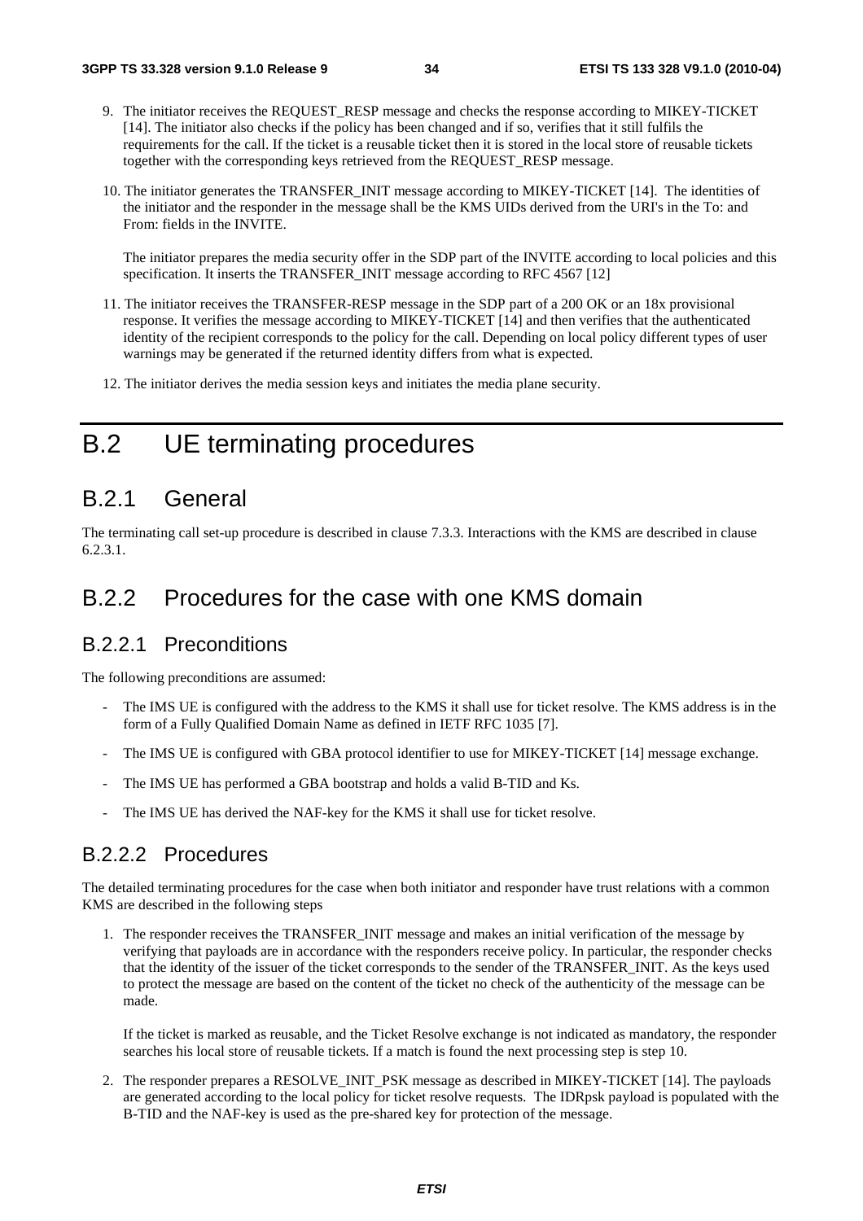9. The initiator receives the REQUEST_RESP message and checks the response according to MIKEY-TICKET [14]. The initiator also checks if the policy has been changed and if so, verifies that it still fulfils the requirements for the call. If the ticket is a reusable ticket then it is stored in the local store of reusable tickets together with the corresponding keys retrieved from the REQUEST_RESP message.

10. The initiator generates the TRANSFER_INIT message according to MIKEY-TICKET [14]. The identities of the initiator and the responder in the message shall be the KMS UIDs derived from the URI's in the To: and From: fields in the INVITE.

    The initiator prepares the media security offer in the SDP part of the INVITE according to local policies and this specification. It inserts the TRANSFER_INIT message according to RFC 4567 [12]

11. The initiator receives the TRANSFER-RESP message in the SDP part of a 200 OK or an 18x provisional response. It verifies the message according to MIKEY-TICKET [14] and then verifies that the authenticated identity of the recipient corresponds to the policy for the call. Depending on local policy different types of user warnings may be generated if the returned identity differs from what is expected.

12. The initiator derives the media session keys and initiates the media plane security.

# B.2 UE terminating procedures

## B.2.1 General

The terminating call set-up procedure is described in clause 7.3.3. Interactions with the KMS are described in clause 6.2.3.1.

## B.2.2 Procedures for the case with one KMS domain

### B.2.2.1 Preconditions

The following preconditions are assumed:

- The IMS UE is configured with the address to the KMS it shall use for ticket resolve. The KMS address is in the form of a Fully Qualified Domain Name as defined in IETF RFC 1035 [7].
- The IMS UE is configured with GBA protocol identifier to use for MIKEY-TICKET [14] message exchange.
- The IMS UE has performed a GBA bootstrap and holds a valid B-TID and Ks.
- The IMS UE has derived the NAF-key for the KMS it shall use for ticket resolve.

### B.2.2.2 Procedures

The detailed terminating procedures for the case when both initiator and responder have trust relations with a common KMS are described in the following steps

1. The responder receives the TRANSFER_INIT message and makes an initial verification of the message by verifying that payloads are in accordance with the responders receive policy. In particular, the responder checks that the identity of the issuer of the ticket corresponds to the sender of the TRANSFER_INIT. As the keys used to protect the message are based on the content of the ticket no check of the authenticity of the message can be made.

   If the ticket is marked as reusable, and the Ticket Resolve exchange is not indicated as mandatory, the responder searches his local store of reusable tickets. If a match is found the next processing step is step 10.

2. The responder prepares a RESOLVE_INIT_PSK message as described in MIKEY-TICKET [14]. The payloads are generated according to the local policy for ticket resolve requests. The IDRpsk payload is populated with the B-TID and the NAF-key is used as the pre-shared key for protection of the message.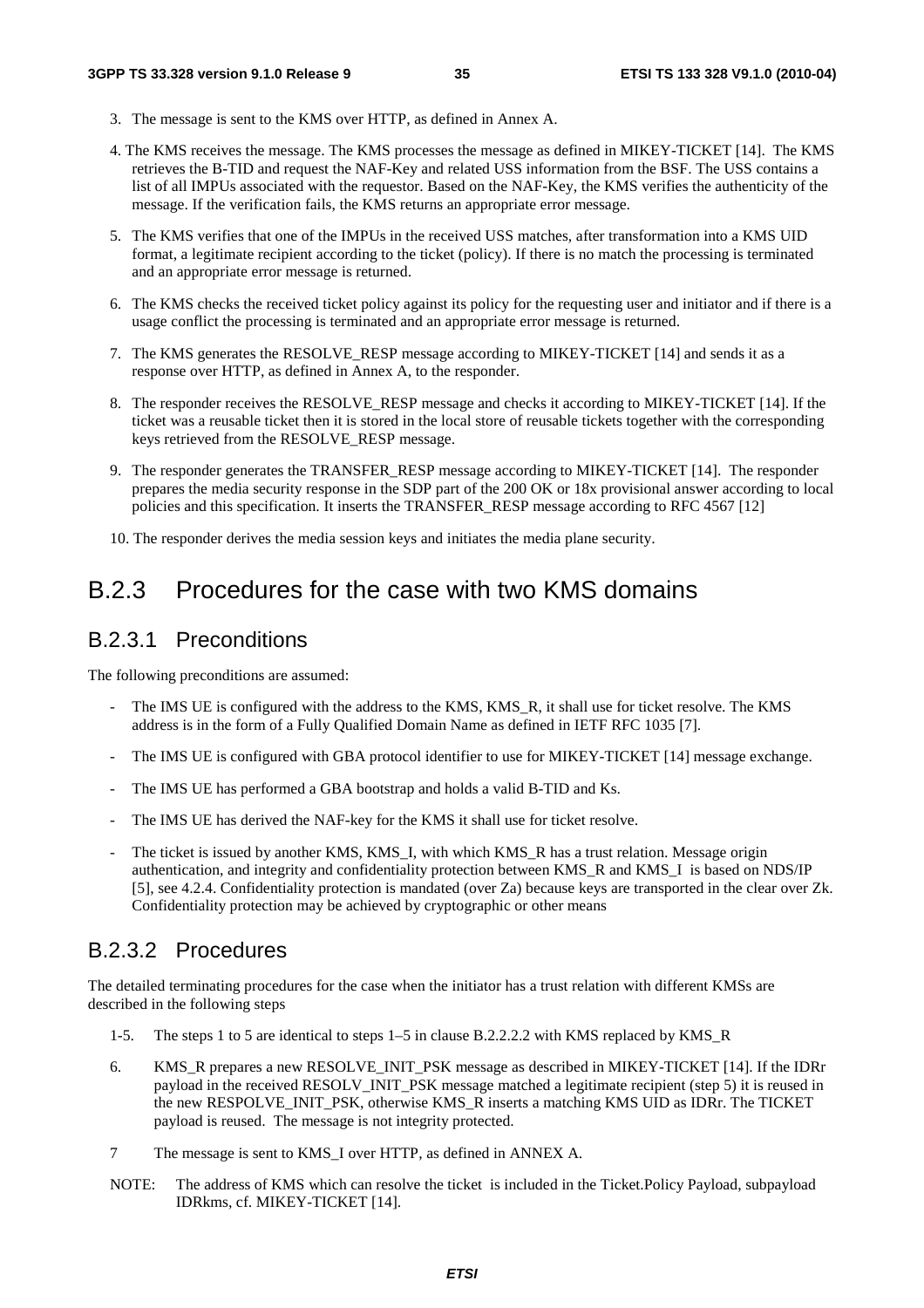3. The message is sent to the KMS over HTTP, as defined in Annex A.

4. The KMS receives the message. The KMS processes the message as defined in MIKEY-TICKET [14]. The KMS retrieves the B-TID and request the NAF-Key and related USS information from the BSF. The USS contains a list of all IMPUs associated with the requestor. Based on the NAF-Key, the KMS verifies the authenticity of the message. If the verification fails, the KMS returns an appropriate error message.

5. The KMS verifies that one of the IMPUs in the received USS matches, after transformation into a KMS UID format, a legitimate recipient according to the ticket (policy). If there is no match the processing is terminated and an appropriate error message is returned.

6. The KMS checks the received ticket policy against its policy for the requesting user and initiator and if there is a usage conflict the processing is terminated and an appropriate error message is returned.

7. The KMS generates the RESOLVE_RESP message according to MIKEY-TICKET [14] and sends it as a response over HTTP, as defined in Annex A, to the responder.

8. The responder receives the RESOLVE_RESP message and checks it according to MIKEY-TICKET [14]. If the ticket was a reusable ticket then it is stored in the local store of reusable tickets together with the corresponding keys retrieved from the RESOLVE_RESP message.

9. The responder generates the TRANSFER_RESP message according to MIKEY-TICKET [14]. The responder prepares the media security response in the SDP part of the 200 OK or 18x provisional answer according to local policies and this specification. It inserts the TRANSFER_RESP message according to RFC 4567 [12]

10. The responder derives the media session keys and initiates the media plane security.

# B.2.3 Procedures for the case with two KMS domains

## B.2.3.1 Preconditions

The following preconditions are assumed:

- The IMS UE is configured with the address to the KMS, KMS_R, it shall use for ticket resolve. The KMS address is in the form of a Fully Qualified Domain Name as defined in IETF RFC 1035 [7].
- The IMS UE is configured with GBA protocol identifier to use for MIKEY-TICKET [14] message exchange.
- The IMS UE has performed a GBA bootstrap and holds a valid B-TID and Ks.
- The IMS UE has derived the NAF-key for the KMS it shall use for ticket resolve.
- The ticket is issued by another KMS, KMS_I, with which KMS_R has a trust relation. Message origin authentication, and integrity and confidentiality protection between KMS_R and KMS_I is based on NDS/IP [5], see 4.2.4. Confidentiality protection is mandated (over Za) because keys are transported in the clear over Zk. Confidentiality protection may be achieved by cryptographic or other means

## B.2.3.2 Procedures

The detailed terminating procedures for the case when the initiator has a trust relation with different KMSs are described in the following steps

1-5. The steps 1 to 5 are identical to steps 1–5 in clause B.2.2.2.2 with KMS replaced by KMS_R

6. KMS_R prepares a new RESOLVE_INIT_PSK message as described in MIKEY-TICKET [14]. If the IDRr payload in the received RESOLV_INIT_PSK message matched a legitimate recipient (step 5) it is reused in the new RESPOLVE_INIT_PSK, otherwise KMS_R inserts a matching KMS UID as IDRr. The TICKET payload is reused. The message is not integrity protected.

7 The message is sent to KMS_I over HTTP, as defined in ANNEX A.

NOTE: The address of KMS which can resolve the ticket is included in the Ticket.Policy Payload, subpayload IDRkms, cf. MIKEY-TICKET [14].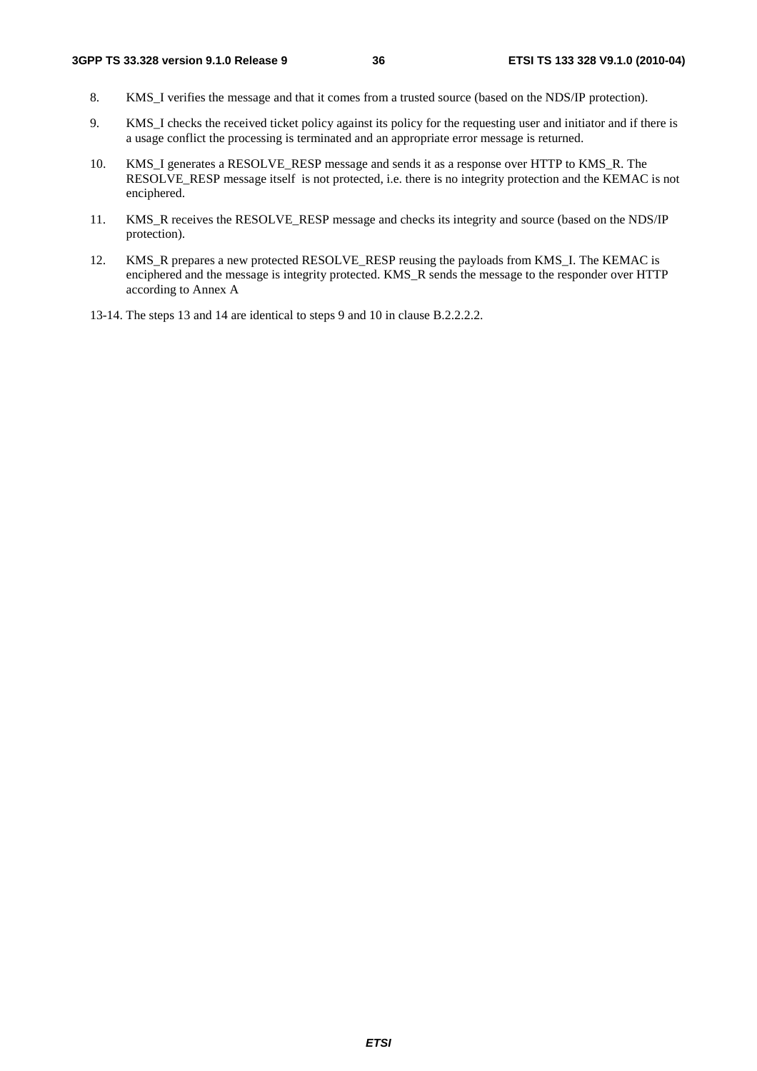8. KMS_I verifies the message and that it comes from a trusted source (based on the NDS/IP protection).

9. KMS_I checks the received ticket policy against its policy for the requesting user and initiator and if there is a usage conflict the processing is terminated and an appropriate error message is returned.

10. KMS_I generates a RESOLVE_RESP message and sends it as a response over HTTP to KMS_R. The RESOLVE_RESP message itself is not protected, i.e. there is no integrity protection and the KEMAC is not enciphered.

11. KMS_R receives the RESOLVE_RESP message and checks its integrity and source (based on the NDS/IP protection).

12. KMS_R prepares a new protected RESOLVE_RESP reusing the payloads from KMS_I. The KEMAC is enciphered and the message is integrity protected. KMS_R sends the message to the responder over HTTP according to Annex A

13-14. The steps 13 and 14 are identical to steps 9 and 10 in clause B.2.2.2.2.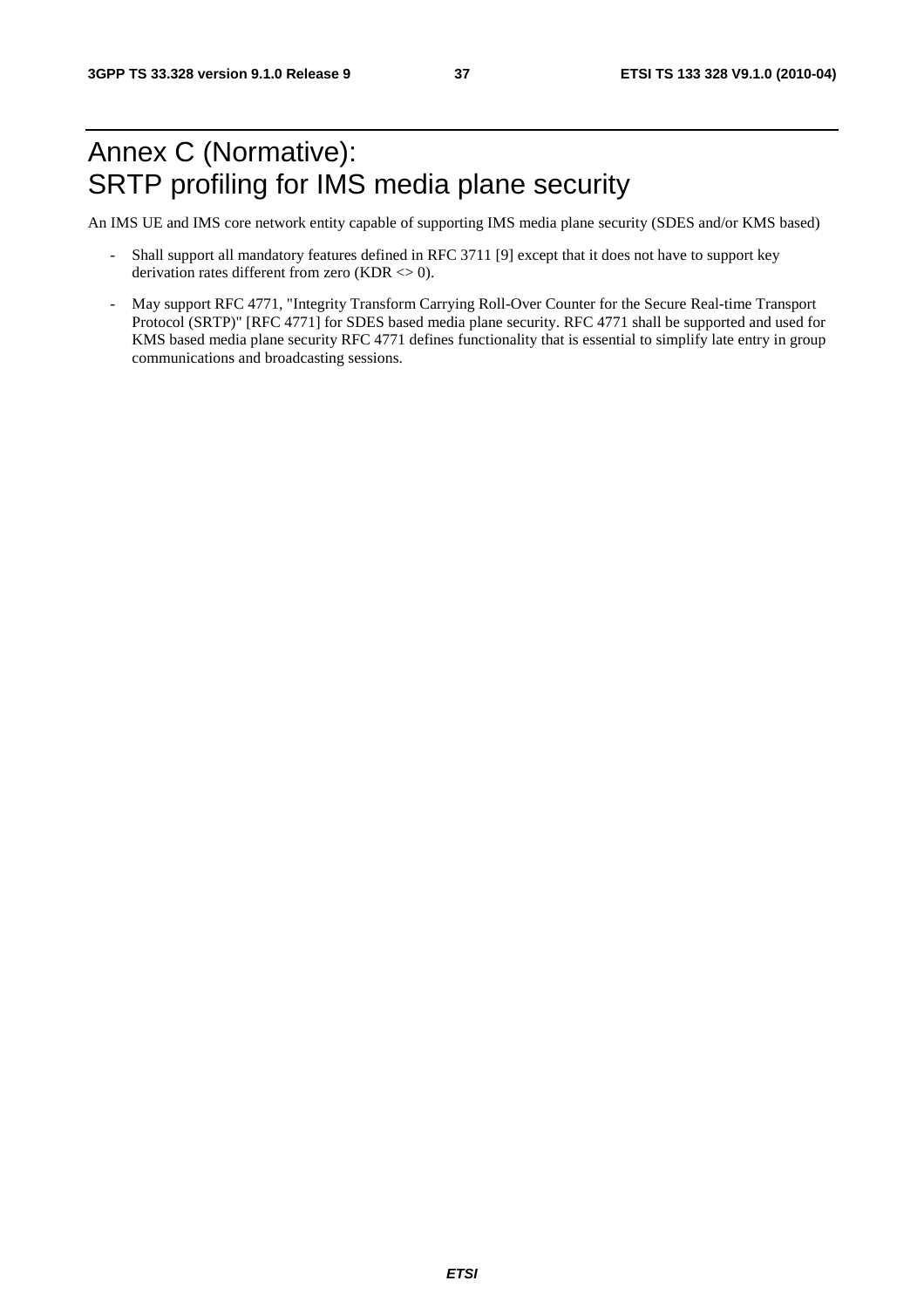# Annex C (Normative): SRTP profiling for IMS media plane security

An IMS UE and IMS core network entity capable of supporting IMS media plane security (SDES and/or KMS based)

- Shall support all mandatory features defined in RFC 3711 [9] except that it does not have to support key derivation rates different from zero (KDR <> 0).
- May support RFC 4771, "Integrity Transform Carrying Roll-Over Counter for the Secure Real-time Transport Protocol (SRTP)" [RFC 4771] for SDES based media plane security. RFC 4771 shall be supported and used for KMS based media plane security RFC 4771 defines functionality that is essential to simplify late entry in group communications and broadcasting sessions.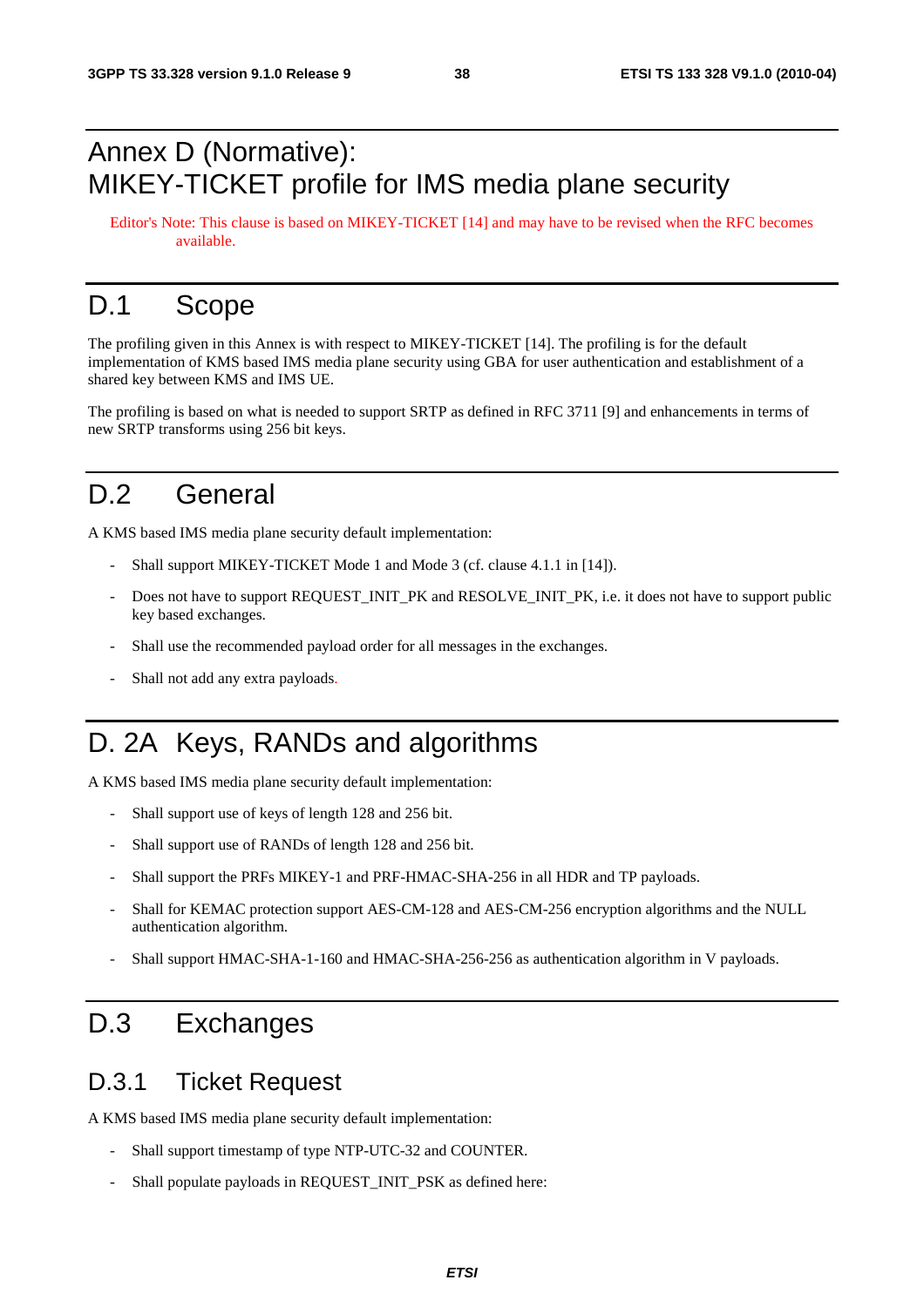# Annex D (Normative): MIKEY-TICKET profile for IMS media plane security

Editor's Note: This clause is based on MIKEY-TICKET [14] and may have to be revised when the RFC becomes available.

# D.1 Scope

The profiling given in this Annex is with respect to MIKEY-TICKET [14]. The profiling is for the default implementation of KMS based IMS media plane security using GBA for user authentication and establishment of a shared key between KMS and IMS UE.

The profiling is based on what is needed to support SRTP as defined in RFC 3711 [9] and enhancements in terms of new SRTP transforms using 256 bit keys.

# D.2 General

A KMS based IMS media plane security default implementation:

- Shall support MIKEY-TICKET Mode 1 and Mode 3 (cf. clause 4.1.1 in [14]).
- Does not have to support REQUEST_INIT_PK and RESOLVE_INIT_PK, i.e. it does not have to support public key based exchanges.
- Shall use the recommended payload order for all messages in the exchanges.
- Shall not add any extra payloads.

# D. 2A Keys, RANDs and algorithms

A KMS based IMS media plane security default implementation:

- Shall support use of keys of length 128 and 256 bit.
- Shall support use of RANDs of length 128 and 256 bit.
- Shall support the PRFs MIKEY-1 and PRF-HMAC-SHA-256 in all HDR and TP payloads.
- Shall for KEMAC protection support AES-CM-128 and AES-CM-256 encryption algorithms and the NULL authentication algorithm.
- Shall support HMAC-SHA-1-160 and HMAC-SHA-256-256 as authentication algorithm in V payloads.

# D.3 Exchanges

## D.3.1 Ticket Request

A KMS based IMS media plane security default implementation:

- Shall support timestamp of type NTP-UTC-32 and COUNTER.
- Shall populate payloads in REQUEST_INIT_PSK as defined here: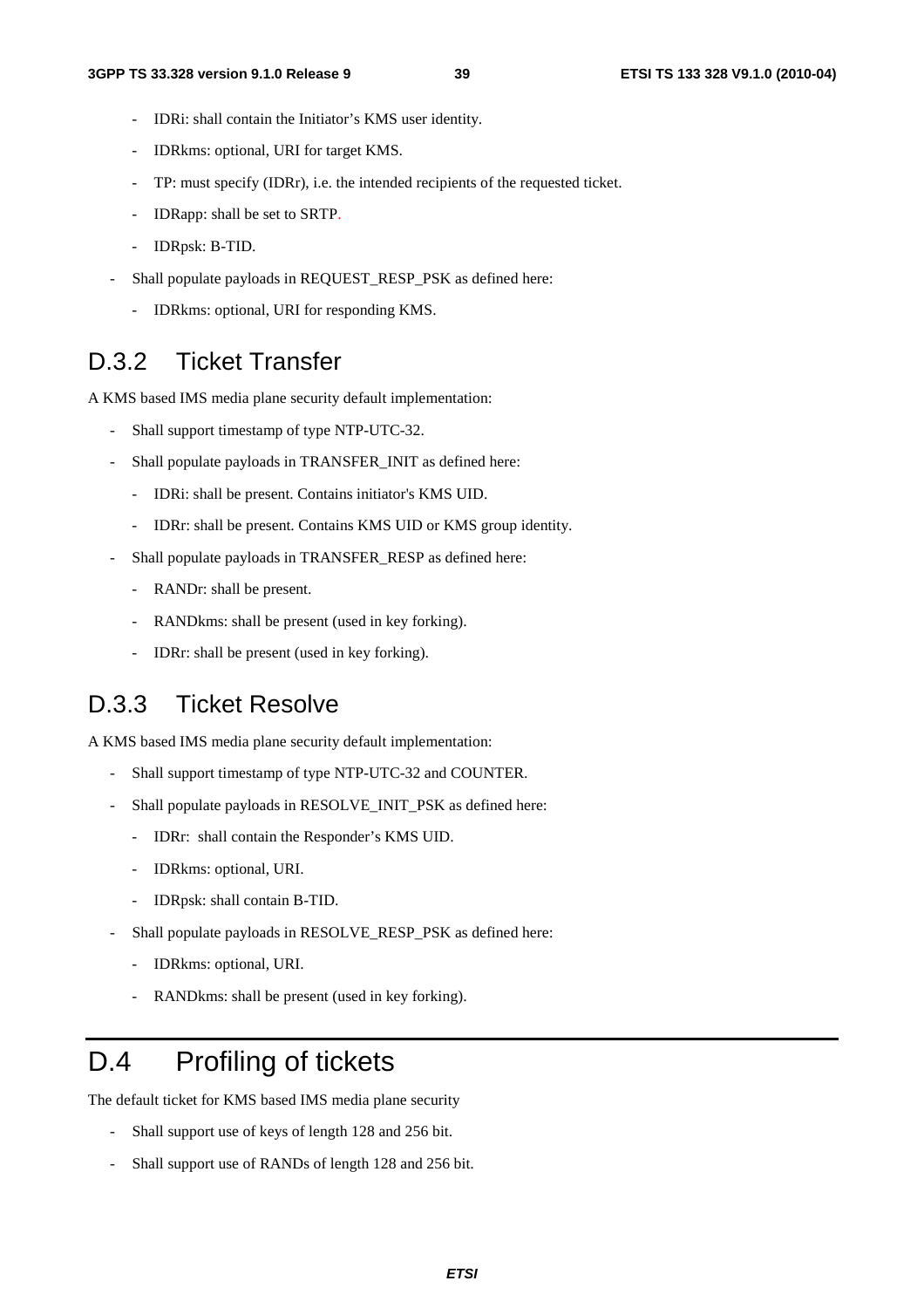- IDRi: shall contain the Initiator's KMS user identity.
  - IDRkms: optional, URI for target KMS.
  - TP: must specify (IDRr), i.e. the intended recipients of the requested ticket.
  - IDRapp: shall be set to SRTP.
  - IDRpsk: B-TID.
- Shall populate payloads in REQUEST_RESP_PSK as defined here:
  - IDRkms: optional, URI for responding KMS.

## D.3.2 Ticket Transfer

A KMS based IMS media plane security default implementation:

- Shall support timestamp of type NTP-UTC-32.
- Shall populate payloads in TRANSFER_INIT as defined here:
  - IDRi: shall be present. Contains initiator's KMS UID.
  - IDRr: shall be present. Contains KMS UID or KMS group identity.
- Shall populate payloads in TRANSFER_RESP as defined here:
  - RANDr: shall be present.
  - RANDkms: shall be present (used in key forking).
  - IDRr: shall be present (used in key forking).

## D.3.3 Ticket Resolve

A KMS based IMS media plane security default implementation:

- Shall support timestamp of type NTP-UTC-32 and COUNTER.
- Shall populate payloads in RESOLVE_INIT_PSK as defined here:
  - IDRr: shall contain the Responder's KMS UID.
  - IDRkms: optional, URI.
  - IDRpsk: shall contain B-TID.
- Shall populate payloads in RESOLVE_RESP_PSK as defined here:
  - IDRkms: optional, URI.
  - RANDkms: shall be present (used in key forking).

# D.4 Profiling of tickets

The default ticket for KMS based IMS media plane security

- Shall support use of keys of length 128 and 256 bit.
- Shall support use of RANDs of length 128 and 256 bit.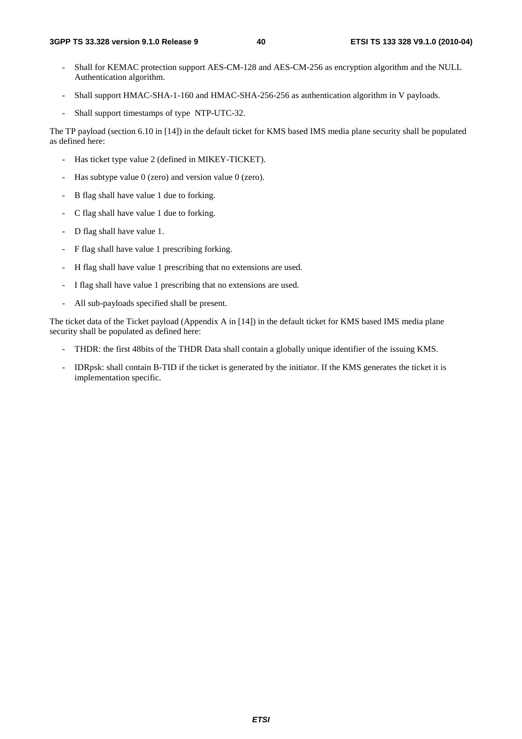- Shall for KEMAC protection support AES-CM-128 and AES-CM-256 as encryption algorithm and the NULL Authentication algorithm.
- Shall support HMAC-SHA-1-160 and HMAC-SHA-256-256 as authentication algorithm in V payloads.
- Shall support timestamps of type NTP-UTC-32.

The TP payload (section 6.10 in [14]) in the default ticket for KMS based IMS media plane security shall be populated as defined here:

- Has ticket type value 2 (defined in MIKEY-TICKET).
- Has subtype value 0 (zero) and version value 0 (zero).
- B flag shall have value 1 due to forking.
- C flag shall have value 1 due to forking.
- D flag shall have value 1.
- F flag shall have value 1 prescribing forking.
- H flag shall have value 1 prescribing that no extensions are used.
- I flag shall have value 1 prescribing that no extensions are used.
- All sub-payloads specified shall be present.

The ticket data of the Ticket payload (Appendix A in [14]) in the default ticket for KMS based IMS media plane security shall be populated as defined here:

- THDR: the first 48bits of the THDR Data shall contain a globally unique identifier of the issuing KMS.
- IDRpsk: shall contain B-TID if the ticket is generated by the initiator. If the KMS generates the ticket it is implementation specific.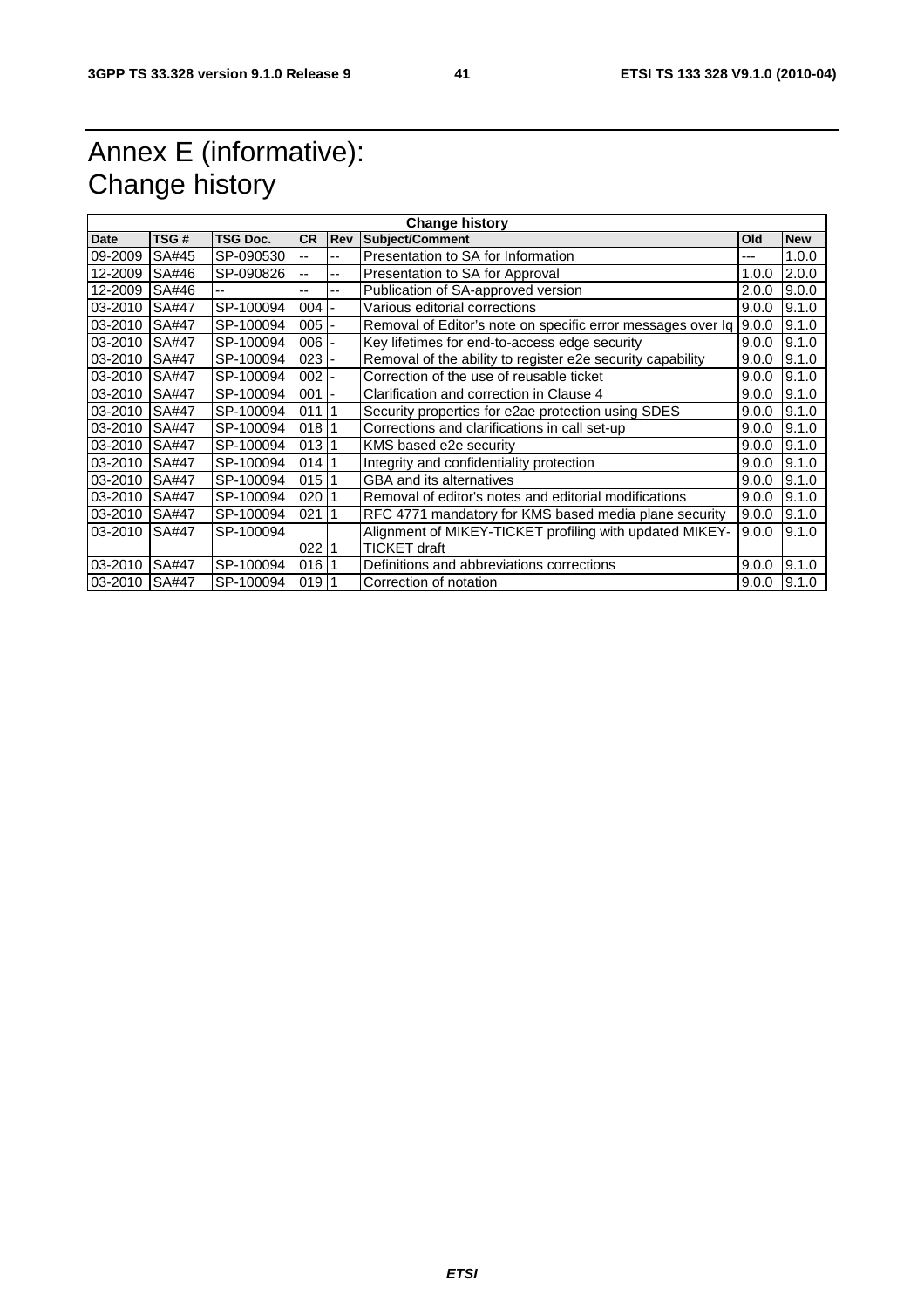# Annex E (informative): Change history

| Change history | | | | | | | |
|---|---|---|---|---|---|---|---|
| **Date** | **TSG #** | **TSG Doc.** | **CR** | **Rev** | **Subject/Comment** | **Old** | **New** |
| 09-2009 | SA#45 | SP-090530 | -- | -- | Presentation to SA for Information | --- | 1.0.0 |
| 12-2009 | SA#46 | SP-090826 | -- | -- | Presentation to SA for Approval | 1.0.0 | 2.0.0 |
| 12-2009 | SA#46 | -- | -- | -- | Publication of SA-approved version | 2.0.0 | 9.0.0 |
| 03-2010 | SA#47 | SP-100094 | 004 | - | Various editorial corrections | 9.0.0 | 9.1.0 |
| 03-2010 | SA#47 | SP-100094 | 005 | - | Removal of Editor's note on specific error messages over Iq | 9.0.0 | 9.1.0 |
| 03-2010 | SA#47 | SP-100094 | 006 | - | Key lifetimes for end-to-access edge security | 9.0.0 | 9.1.0 |
| 03-2010 | SA#47 | SP-100094 | 023 | - | Removal of the ability to register e2e security capability | 9.0.0 | 9.1.0 |
| 03-2010 | SA#47 | SP-100094 | 002 | - | Correction of the use of reusable ticket | 9.0.0 | 9.1.0 |
| 03-2010 | SA#47 | SP-100094 | 001 | - | Clarification and correction in Clause 4 | 9.0.0 | 9.1.0 |
| 03-2010 | SA#47 | SP-100094 | 011 | 1 | Security properties for e2ae protection using SDES | 9.0.0 | 9.1.0 |
| 03-2010 | SA#47 | SP-100094 | 018 | 1 | Corrections and clarifications in call set-up | 9.0.0 | 9.1.0 |
| 03-2010 | SA#47 | SP-100094 | 013 | 1 | KMS based e2e security | 9.0.0 | 9.1.0 |
| 03-2010 | SA#47 | SP-100094 | 014 | 1 | Integrity and confidentiality protection | 9.0.0 | 9.1.0 |
| 03-2010 | SA#47 | SP-100094 | 015 | 1 | GBA and its alternatives | 9.0.0 | 9.1.0 |
| 03-2010 | SA#47 | SP-100094 | 020 | 1 | Removal of editor's notes and editorial modifications | 9.0.0 | 9.1.0 |
| 03-2010 | SA#47 | SP-100094 | 021 | 1 | RFC 4771 mandatory for KMS based media plane security | 9.0.0 | 9.1.0 |
| 03-2010 | SA#47 | SP-100094 | 022 | 1 | Alignment of MIKEY-TICKET profiling with updated MIKEY-TICKET draft | 9.0.0 | 9.1.0 |
| 03-2010 | SA#47 | SP-100094 | 016 | 1 | Definitions and abbreviations corrections | 9.0.0 | 9.1.0 |
| 03-2010 | SA#47 | SP-100094 | 019 | 1 | Correction of notation | 9.0.0 | 9.1.0 |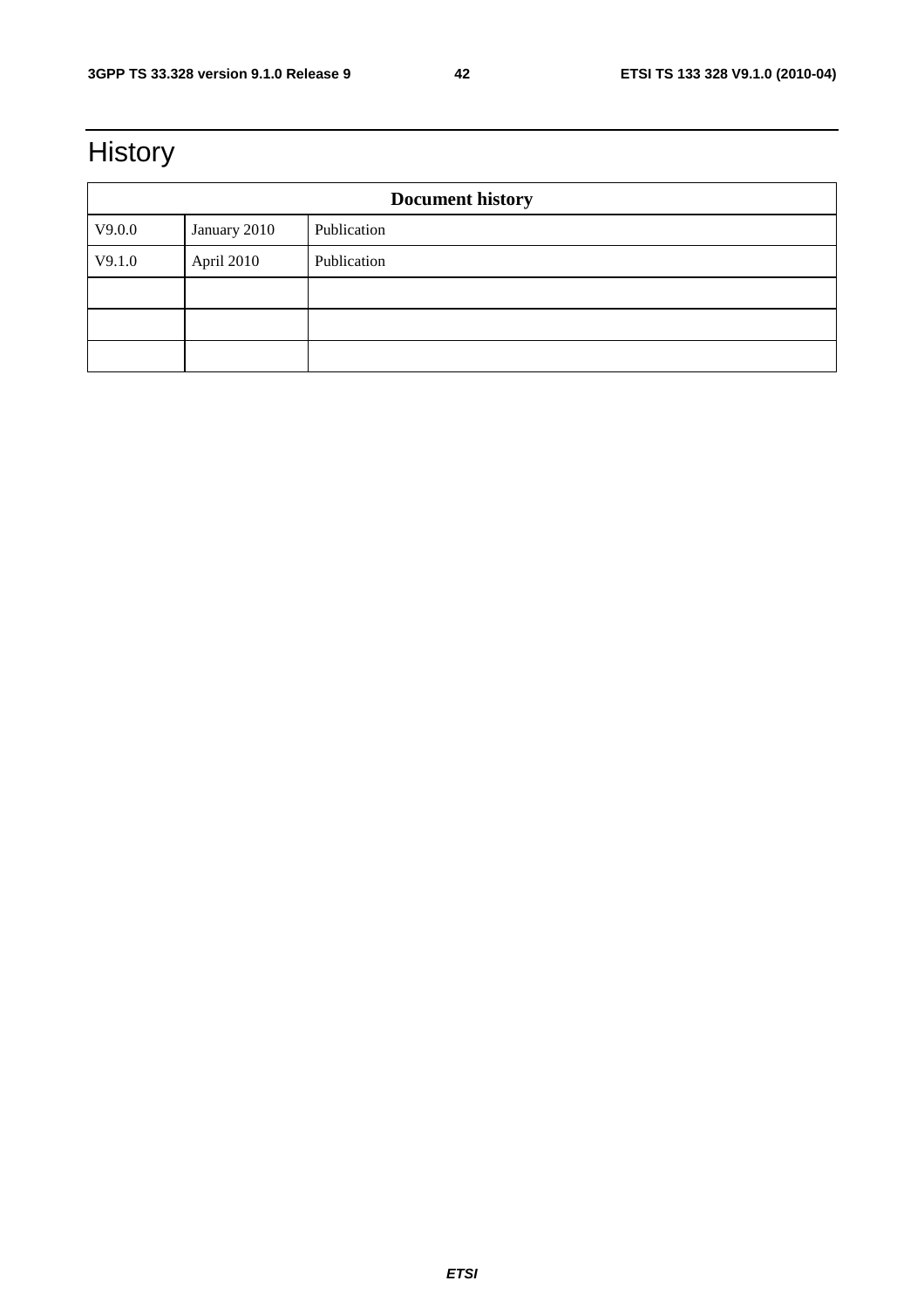# History

| Document history | | |
|---|---|---|
| V9.0.0 | January 2010 | Publication |
| V9.1.0 | April 2010 | Publication |
| | | |
| | | |
| | | |